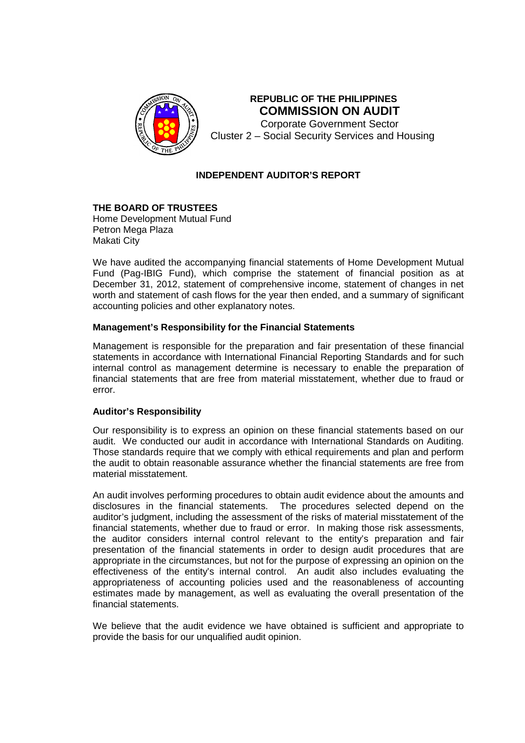**REPUBLIC OF THE PHILIPPINES**
**COMMISSION ON AUDIT**
Corporate Government Sector
Cluster 2 – Social Security Services and Housing

## INDEPENDENT AUDITOR'S REPORT

**THE BOARD OF TRUSTEES**
Home Development Mutual Fund
Petron Mega Plaza
Makati City

We have audited the accompanying financial statements of Home Development Mutual Fund (Pag-IBIG Fund), which comprise the statement of financial position as at December 31, 2012, statement of comprehensive income, statement of changes in net worth and statement of cash flows for the year then ended, and a summary of significant accounting policies and other explanatory notes.

### Management's Responsibility for the Financial Statements

Management is responsible for the preparation and fair presentation of these financial statements in accordance with International Financial Reporting Standards and for such internal control as management determine is necessary to enable the preparation of financial statements that are free from material misstatement, whether due to fraud or error.

### Auditor's Responsibility

Our responsibility is to express an opinion on these financial statements based on our audit. We conducted our audit in accordance with International Standards on Auditing. Those standards require that we comply with ethical requirements and plan and perform the audit to obtain reasonable assurance whether the financial statements are free from material misstatement.

An audit involves performing procedures to obtain audit evidence about the amounts and disclosures in the financial statements. The procedures selected depend on the auditor's judgment, including the assessment of the risks of material misstatement of the financial statements, whether due to fraud or error. In making those risk assessments, the auditor considers internal control relevant to the entity's preparation and fair presentation of the financial statements in order to design audit procedures that are appropriate in the circumstances, but not for the purpose of expressing an opinion on the effectiveness of the entity's internal control. An audit also includes evaluating the appropriateness of accounting policies used and the reasonableness of accounting estimates made by management, as well as evaluating the overall presentation of the financial statements.

We believe that the audit evidence we have obtained is sufficient and appropriate to provide the basis for our unqualified audit opinion.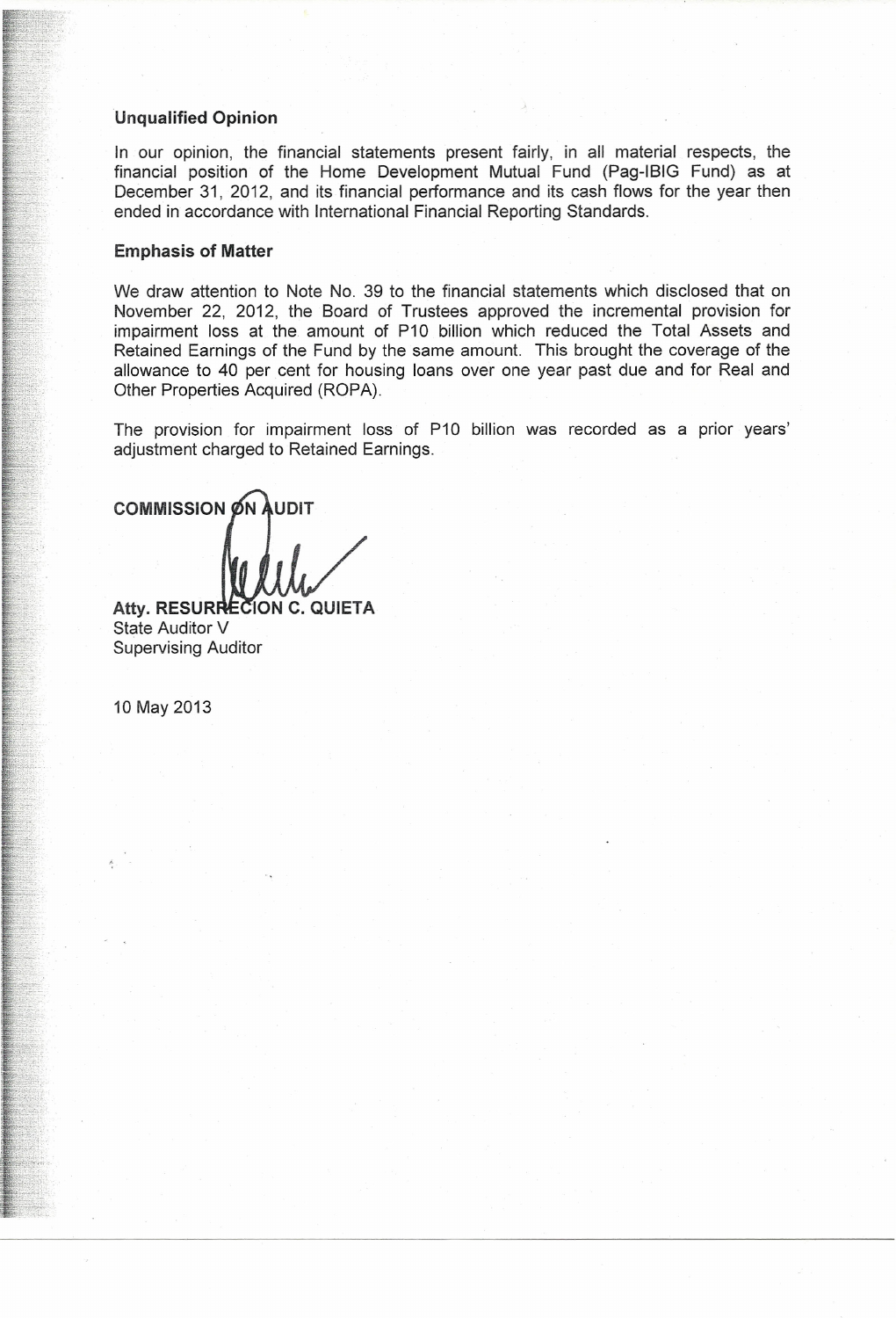## Unqualified Opinion

In our opinion, the financial statements present fairly, in all material respects, the financial position of the Home Development Mutual Fund (Pag-IBIG Fund) as at December 31, 2012, and its financial performance and its cash flows for the year then ended in accordance with International Financial Reporting Standards.

## Emphasis of Matter

We draw attention to Note No. 39 to the financial statements which disclosed that on November 22, 2012, the Board of Trustees approved the incremental provision for impairment loss at the amount of P10 billion which reduced the Total Assets and Retained Earnings of the Fund by the same amount. This brought the coverage of the allowance to 40 per cent for housing loans over one year past due and for Real and Other Properties Acquired (ROPA).

The provision for impairment loss of P10 billion was recorded as a prior years' adjustment charged to Retained Earnings.

**COMMISSION ON AUDIT**

**Atty. RESURRECION C. QUIETA**
State Auditor V
Supervising Auditor

10 May 2013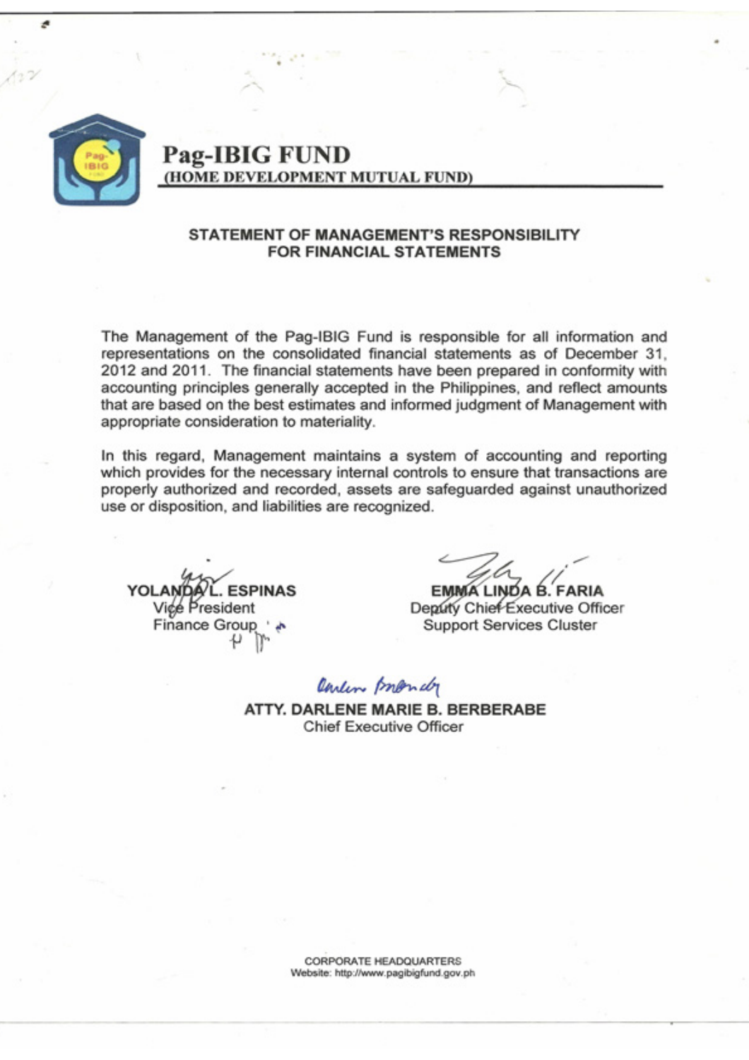# Pag-IBIG FUND

**(HOME DEVELOPMENT MUTUAL FUND)**

## STATEMENT OF MANAGEMENT'S RESPONSIBILITY FOR FINANCIAL STATEMENTS

The Management of the Pag-IBIG Fund is responsible for all information and representations on the consolidated financial statements as of December 31, 2012 and 2011. The financial statements have been prepared in conformity with accounting principles generally accepted in the Philippines, and reflect amounts that are based on the best estimates and informed judgment of Management with appropriate consideration to materiality.

In this regard, Management maintains a system of accounting and reporting which provides for the necessary internal controls to ensure that transactions are properly authorized and recorded, assets are safeguarded against unauthorized use or disposition, and liabilities are recognized.

**YOLANDA L. ESPINAS**
Vice President
Finance Group

**EMMA LINDA B. FARIA**
Deputy Chief Executive Officer
Support Services Cluster

**ATTY. DARLENE MARIE B. BERBERABE**
Chief Executive Officer

CORPORATE HEADQUARTERS
Website: http://www.pagibigfund.gov.ph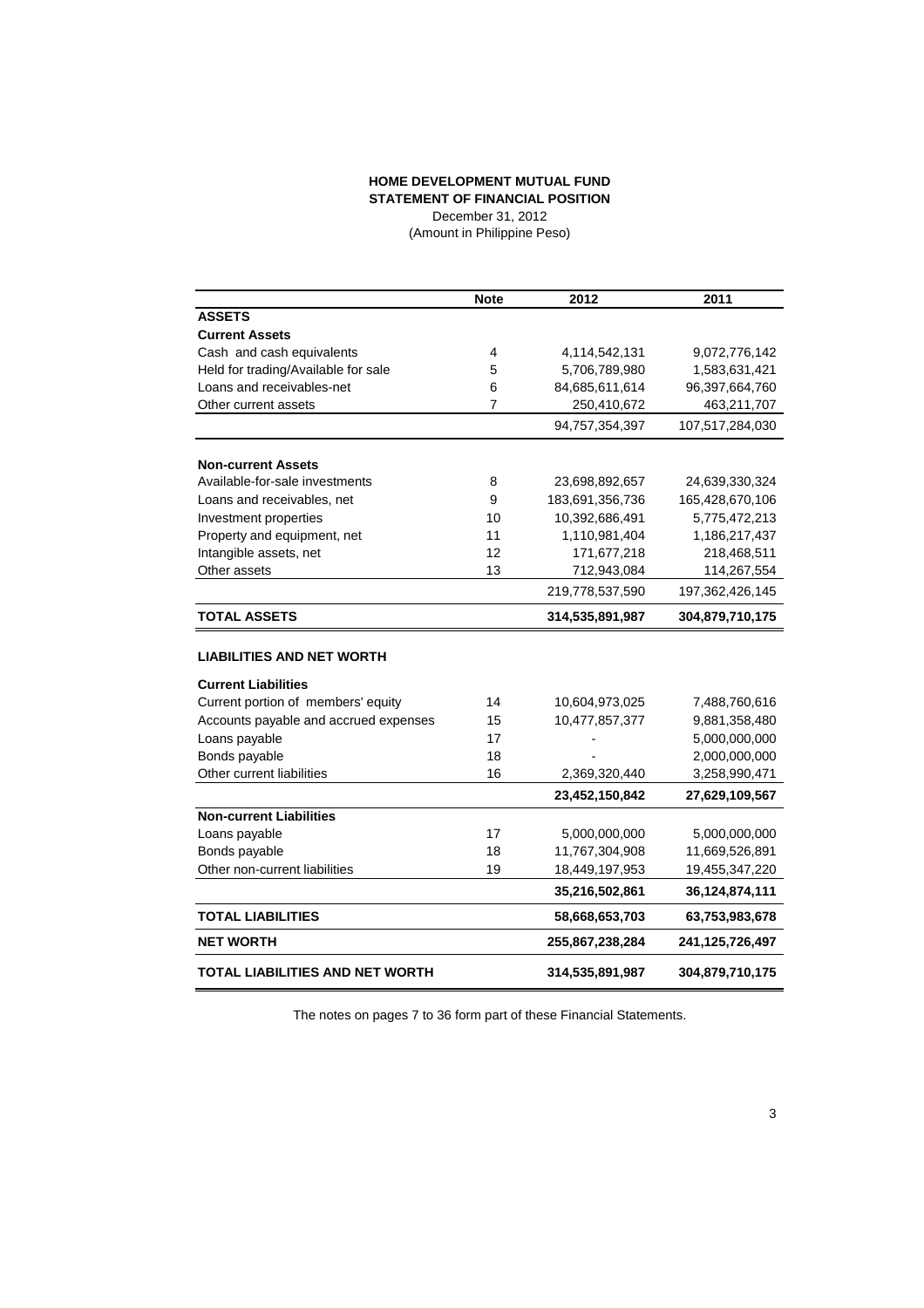**HOME DEVELOPMENT MUTUAL FUND**
**STATEMENT OF FINANCIAL POSITION**
December 31, 2012
(Amount in Philippine Peso)

| | Note | 2012 | 2011 |
|---|---|---|---|
| **ASSETS** | | | |
| **Current Assets** | | | |
| Cash and cash equivalents | 4 | 4,114,542,131 | 9,072,776,142 |
| Held for trading/Available for sale | 5 | 5,706,789,980 | 1,583,631,421 |
| Loans and receivables-net | 6 | 84,685,611,614 | 96,397,664,760 |
| Other current assets | 7 | 250,410,672 | 463,211,707 |
| | | 94,757,354,397 | 107,517,284,030 |
| **Non-current Assets** | | | |
| Available-for-sale investments | 8 | 23,698,892,657 | 24,639,330,324 |
| Loans and receivables, net | 9 | 183,691,356,736 | 165,428,670,106 |
| Investment properties | 10 | 10,392,686,491 | 5,775,472,213 |
| Property and equipment, net | 11 | 1,110,981,404 | 1,186,217,437 |
| Intangible assets, net | 12 | 171,677,218 | 218,468,511 |
| Other assets | 13 | 712,943,084 | 114,267,554 |
| | | 219,778,537,590 | 197,362,426,145 |
| **TOTAL ASSETS** | | **314,535,891,987** | **304,879,710,175** |
| **LIABILITIES AND NET WORTH** | | | |
| **Current Liabilities** | | | |
| Current portion of members' equity | 14 | 10,604,973,025 | 7,488,760,616 |
| Accounts payable and accrued expenses | 15 | 10,477,857,377 | 9,881,358,480 |
| Loans payable | 17 | - | 5,000,000,000 |
| Bonds payable | 18 | - | 2,000,000,000 |
| Other current liabilities | 16 | 2,369,320,440 | 3,258,990,471 |
| | | **23,452,150,842** | **27,629,109,567** |
| **Non-current Liabilities** | | | |
| Loans payable | 17 | 5,000,000,000 | 5,000,000,000 |
| Bonds payable | 18 | 11,767,304,908 | 11,669,526,891 |
| Other non-current liabilities | 19 | 18,449,197,953 | 19,455,347,220 |
| | | **35,216,502,861** | **36,124,874,111** |
| **TOTAL LIABILITIES** | | **58,668,653,703** | **63,753,983,678** |
| **NET WORTH** | | **255,867,238,284** | **241,125,726,497** |
| **TOTAL LIABILITIES AND NET WORTH** | | **314,535,891,987** | **304,879,710,175** |

The notes on pages 7 to 36 form part of these Financial Statements.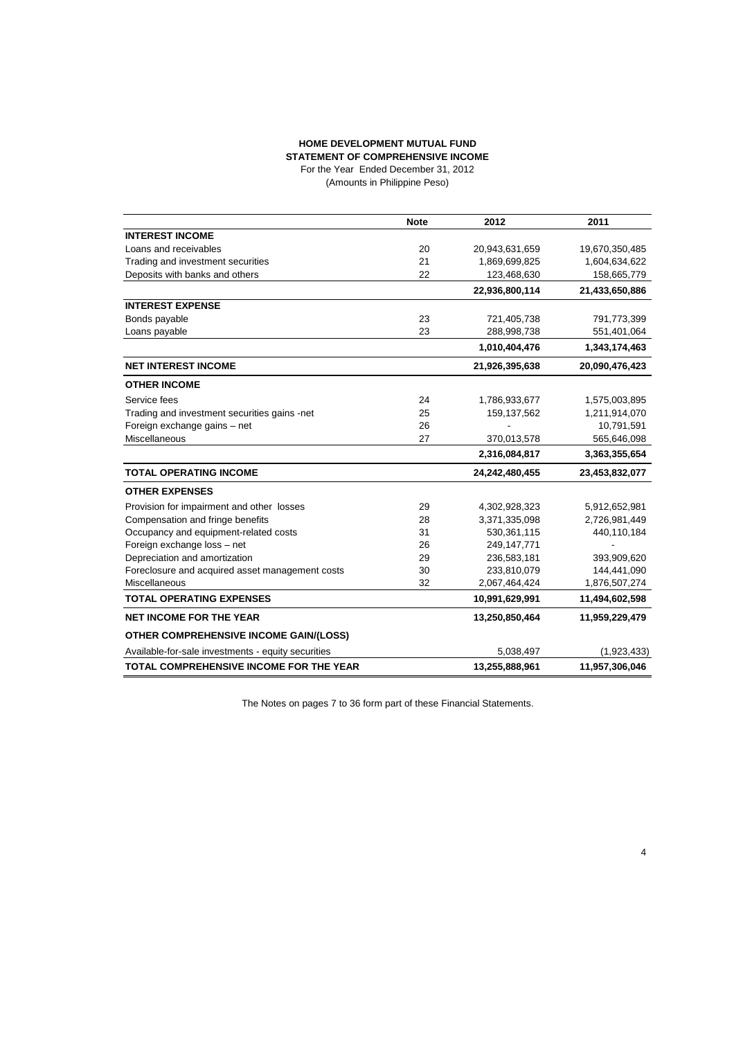**HOME DEVELOPMENT MUTUAL FUND**
**STATEMENT OF COMPREHENSIVE INCOME**
For the Year Ended December 31, 2012
(Amounts in Philippine Peso)

| | Note | 2012 | 2011 |
|---|---|---|---|
| **INTEREST INCOME** | | | |
| Loans and receivables | 20 | 20,943,631,659 | 19,670,350,485 |
| Trading and investment securities | 21 | 1,869,699,825 | 1,604,634,622 |
| Deposits with banks and others | 22 | 123,468,630 | 158,665,779 |
| | | **22,936,800,114** | **21,433,650,886** |
| **INTEREST EXPENSE** | | | |
| Bonds payable | 23 | 721,405,738 | 791,773,399 |
| Loans payable | 23 | 288,998,738 | 551,401,064 |
| | | **1,010,404,476** | **1,343,174,463** |
| **NET INTEREST INCOME** | | **21,926,395,638** | **20,090,476,423** |
| **OTHER INCOME** | | | |
| Service fees | 24 | 1,786,933,677 | 1,575,003,895 |
| Trading and investment securities gains -net | 25 | 159,137,562 | 1,211,914,070 |
| Foreign exchange gains – net | 26 | - | 10,791,591 |
| Miscellaneous | 27 | 370,013,578 | 565,646,098 |
| | | **2,316,084,817** | **3,363,355,654** |
| **TOTAL OPERATING INCOME** | | **24,242,480,455** | **23,453,832,077** |
| **OTHER EXPENSES** | | | |
| Provision for impairment and other losses | 29 | 4,302,928,323 | 5,912,652,981 |
| Compensation and fringe benefits | 28 | 3,371,335,098 | 2,726,981,449 |
| Occupancy and equipment-related costs | 31 | 530,361,115 | 440,110,184 |
| Foreign exchange loss – net | 26 | 249,147,771 | - |
| Depreciation and amortization | 29 | 236,583,181 | 393,909,620 |
| Foreclosure and acquired asset management costs | 30 | 233,810,079 | 144,441,090 |
| Miscellaneous | 32 | 2,067,464,424 | 1,876,507,274 |
| **TOTAL OPERATING EXPENSES** | | **10,991,629,991** | **11,494,602,598** |
| **NET INCOME FOR THE YEAR** | | **13,250,850,464** | **11,959,229,479** |
| **OTHER COMPREHENSIVE INCOME GAIN/(LOSS)** | | | |
| Available-for-sale investments - equity securities | | 5,038,497 | (1,923,433) |
| **TOTAL COMPREHENSIVE INCOME FOR THE YEAR** | | **13,255,888,961** | **11,957,306,046** |

The Notes on pages 7 to 36 form part of these Financial Statements.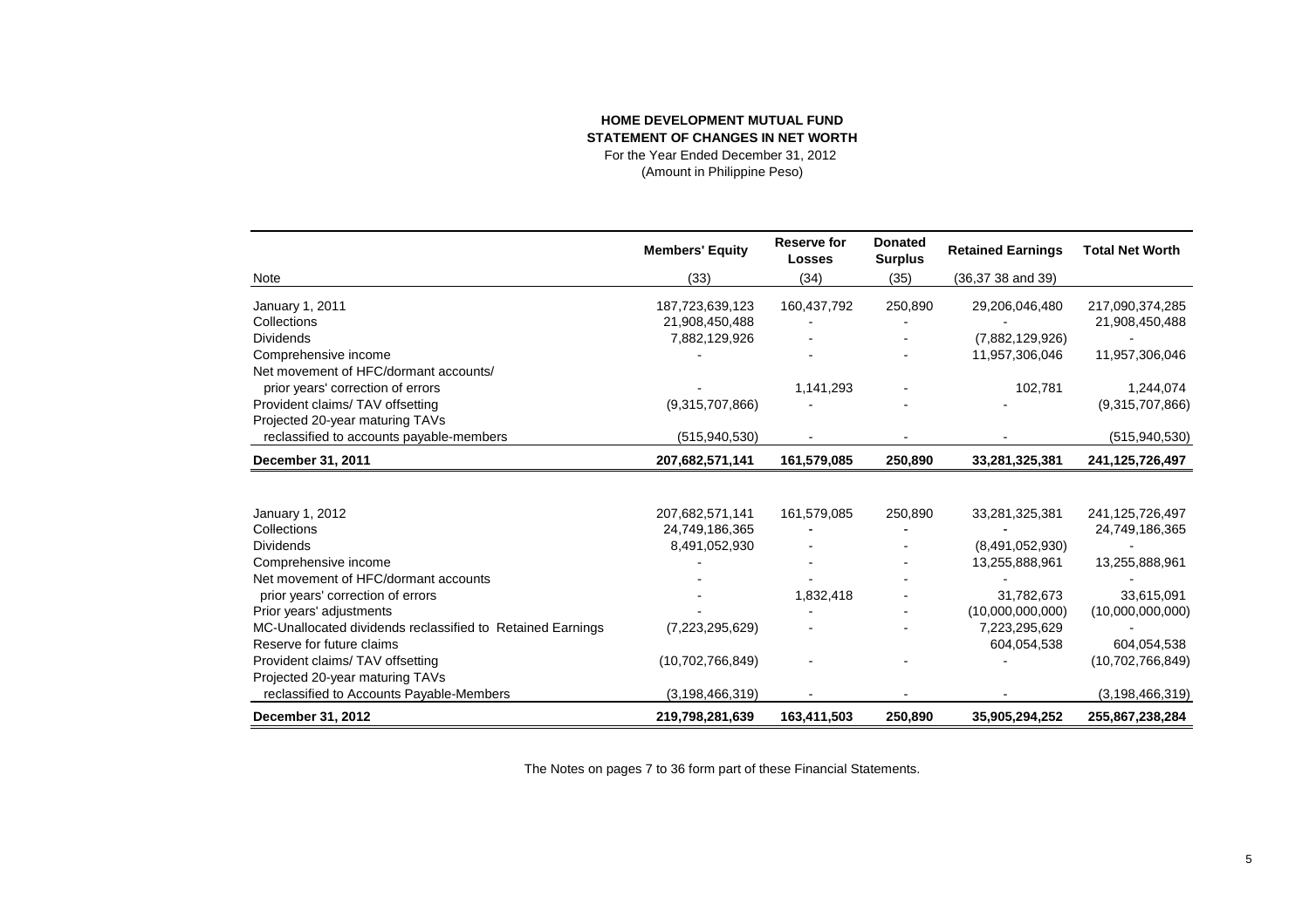**HOME DEVELOPMENT MUTUAL FUND**
**STATEMENT OF CHANGES IN NET WORTH**
For the Year Ended December 31, 2012
(Amount in Philippine Peso)

| | Members' Equity | Reserve for Losses | Donated Surplus | Retained Earnings | Total Net Worth |
|---|---|---|---|---|---|
| Note | (33) | (34) | (35) | (36,37 38 and 39) | |
| January 1, 2011 | 187,723,639,123 | 160,437,792 | 250,890 | 29,206,046,480 | 217,090,374,285 |
| Collections | 21,908,450,488 | - | - | - | 21,908,450,488 |
| Dividends | 7,882,129,926 | - | - | (7,882,129,926) | - |
| Comprehensive income | - | - | - | 11,957,306,046 | 11,957,306,046 |
| Net movement of HFC/dormant accounts/ | | | | | |
| prior years' correction of errors | - | 1,141,293 | - | 102,781 | 1,244,074 |
| Provident claims/ TAV offsetting | (9,315,707,866) | - | - | - | (9,315,707,866) |
| Projected 20-year maturing TAVs | | | | | |
| reclassified to accounts payable-members | (515,940,530) | - | - | - | (515,940,530) |
| **December 31, 2011** | **207,682,571,141** | **161,579,085** | **250,890** | **33,281,325,381** | **241,125,726,497** |
| | | | | | |
| January 1, 2012 | 207,682,571,141 | 161,579,085 | 250,890 | 33,281,325,381 | 241,125,726,497 |
| Collections | 24,749,186,365 | - | - | - | 24,749,186,365 |
| Dividends | 8,491,052,930 | - | - | (8,491,052,930) | - |
| Comprehensive income | - | - | - | 13,255,888,961 | 13,255,888,961 |
| Net movement of HFC/dormant accounts | - | - | - | - | - |
| prior years' correction of errors | - | 1,832,418 | - | 31,782,673 | 33,615,091 |
| Prior years' adjustments | - | - | - | (10,000,000,000) | (10,000,000,000) |
| MC-Unallocated dividends reclassified to Retained Earnings | (7,223,295,629) | - | - | 7,223,295,629 | - |
| Reserve for future claims | | | | 604,054,538 | 604,054,538 |
| Provident claims/ TAV offsetting | (10,702,766,849) | - | - | - | (10,702,766,849) |
| Projected 20-year maturing TAVs | | | | | |
| reclassified to Accounts Payable-Members | (3,198,466,319) | - | - | - | (3,198,466,319) |
| **December 31, 2012** | **219,798,281,639** | **163,411,503** | **250,890** | **35,905,294,252** | **255,867,238,284** |

The Notes on pages 7 to 36 form part of these Financial Statements.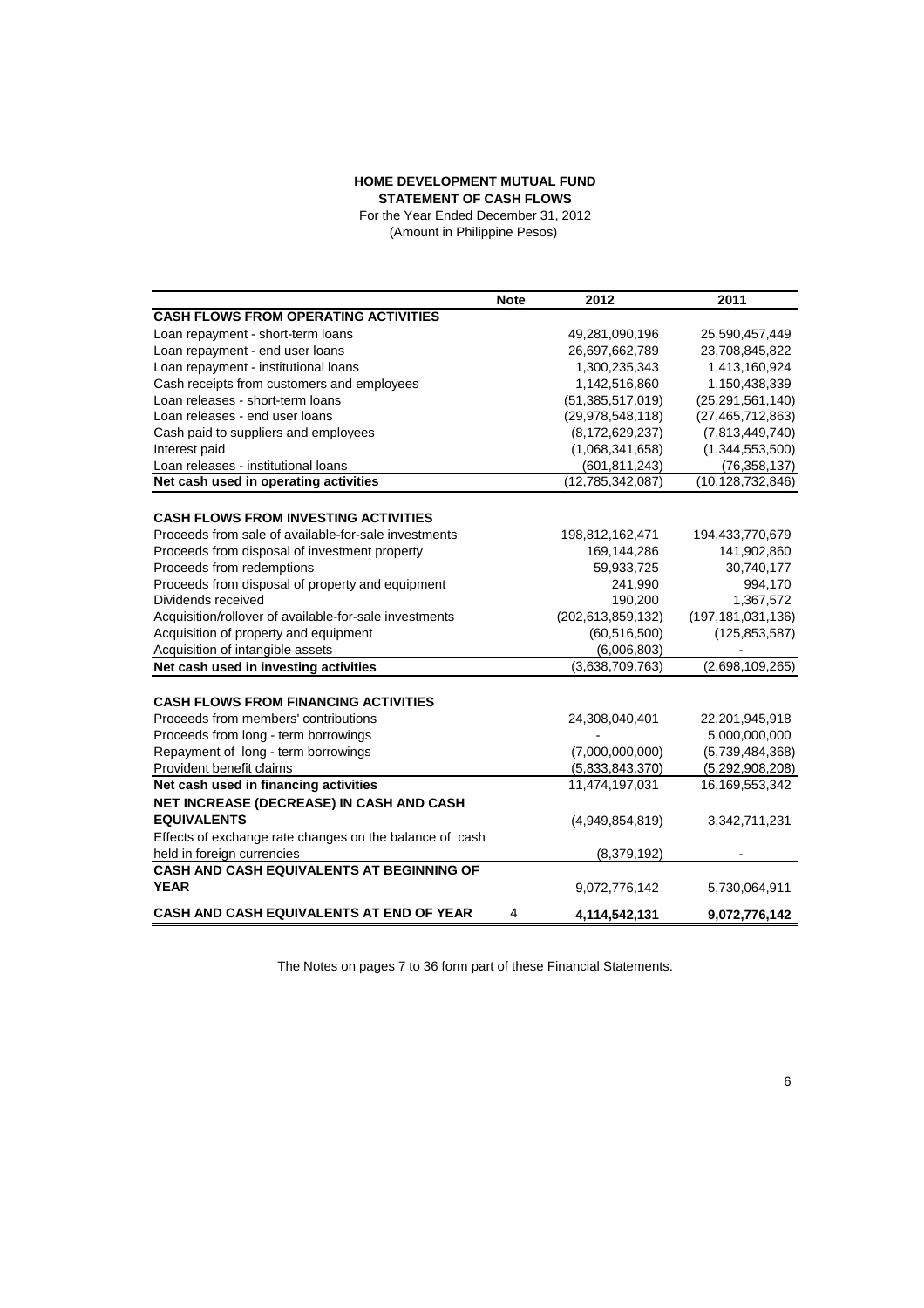**HOME DEVELOPMENT MUTUAL FUND**
**STATEMENT OF CASH FLOWS**
For the Year Ended December 31, 2012
(Amount in Philippine Pesos)

| | Note | 2012 | 2011 |
|---|---|---|---|
| **CASH FLOWS FROM OPERATING ACTIVITIES** | | | |
| Loan repayment - short-term loans | | 49,281,090,196 | 25,590,457,449 |
| Loan repayment - end user loans | | 26,697,662,789 | 23,708,845,822 |
| Loan repayment - institutional loans | | 1,300,235,343 | 1,413,160,924 |
| Cash receipts from customers and employees | | 1,142,516,860 | 1,150,438,339 |
| Loan releases - short-term loans | | (51,385,517,019) | (25,291,561,140) |
| Loan releases - end user loans | | (29,978,548,118) | (27,465,712,863) |
| Cash paid to suppliers and employees | | (8,172,629,237) | (7,813,449,740) |
| Interest paid | | (1,068,341,658) | (1,344,553,500) |
| Loan releases - institutional loans | | (601,811,243) | (76,358,137) |
| **Net cash used in operating activities** | | (12,785,342,087) | (10,128,732,846) |
| | | | |
| **CASH FLOWS FROM INVESTING ACTIVITIES** | | | |
| Proceeds from sale of available-for-sale investments | | 198,812,162,471 | 194,433,770,679 |
| Proceeds from disposal of investment property | | 169,144,286 | 141,902,860 |
| Proceeds from redemptions | | 59,933,725 | 30,740,177 |
| Proceeds from disposal of property and equipment | | 241,990 | 994,170 |
| Dividends received | | 190,200 | 1,367,572 |
| Acquisition/rollover of available-for-sale investments | | (202,613,859,132) | (197,181,031,136) |
| Acquisition of property and equipment | | (60,516,500) | (125,853,587) |
| Acquisition of intangible assets | | (6,006,803) | - |
| **Net cash used in investing activities** | | (3,638,709,763) | (2,698,109,265) |
| | | | |
| **CASH FLOWS FROM FINANCING ACTIVITIES** | | | |
| Proceeds from members' contributions | | 24,308,040,401 | 22,201,945,918 |
| Proceeds from long - term borrowings | | - | 5,000,000,000 |
| Repayment of long - term borrowings | | (7,000,000,000) | (5,739,484,368) |
| Provident benefit claims | | (5,833,843,370) | (5,292,908,208) |
| **Net cash used in financing activities** | | 11,474,197,031 | 16,169,553,342 |
| **NET INCREASE (DECREASE) IN CASH AND CASH EQUIVALENTS** | | (4,949,854,819) | 3,342,711,231 |
| Effects of exchange rate changes on the balance of cash held in foreign currencies | | (8,379,192) | - |
| **CASH AND CASH EQUIVALENTS AT BEGINNING OF YEAR** | | 9,072,776,142 | 5,730,064,911 |
| **CASH AND CASH EQUIVALENTS AT END OF YEAR** | 4 | **4,114,542,131** | **9,072,776,142** |

The Notes on pages 7 to 36 form part of these Financial Statements.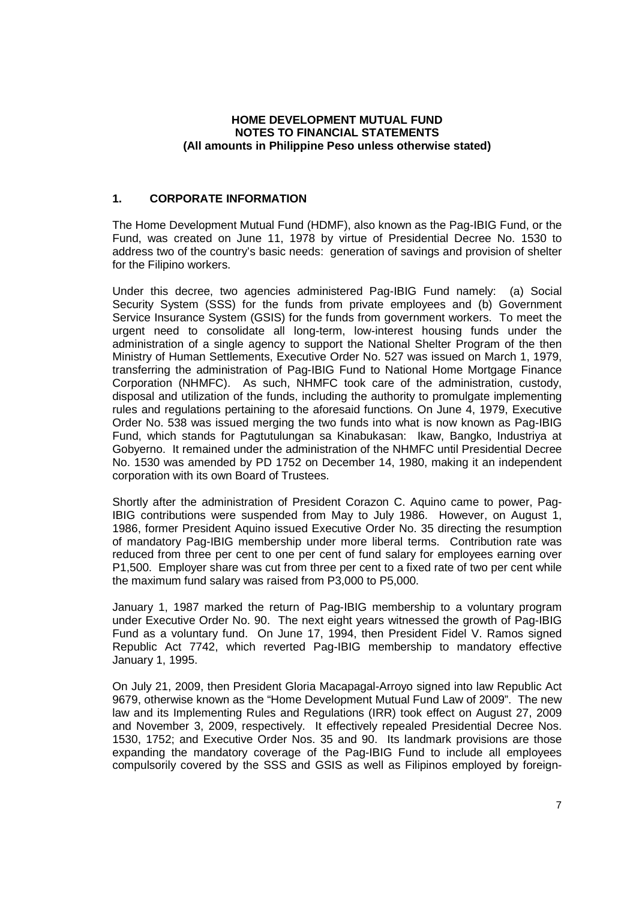**HOME DEVELOPMENT MUTUAL FUND**
**NOTES TO FINANCIAL STATEMENTS**
**(All amounts in Philippine Peso unless otherwise stated)**

## 1. CORPORATE INFORMATION

The Home Development Mutual Fund (HDMF), also known as the Pag-IBIG Fund, or the Fund, was created on June 11, 1978 by virtue of Presidential Decree No. 1530 to address two of the country's basic needs: generation of savings and provision of shelter for the Filipino workers.

Under this decree, two agencies administered Pag-IBIG Fund namely: (a) Social Security System (SSS) for the funds from private employees and (b) Government Service Insurance System (GSIS) for the funds from government workers. To meet the urgent need to consolidate all long-term, low-interest housing funds under the administration of a single agency to support the National Shelter Program of the then Ministry of Human Settlements, Executive Order No. 527 was issued on March 1, 1979, transferring the administration of Pag-IBIG Fund to National Home Mortgage Finance Corporation (NHMFC). As such, NHMFC took care of the administration, custody, disposal and utilization of the funds, including the authority to promulgate implementing rules and regulations pertaining to the aforesaid functions. On June 4, 1979, Executive Order No. 538 was issued merging the two funds into what is now known as Pag-IBIG Fund, which stands for Pagtutulungan sa Kinabukasan: Ikaw, Bangko, Industriya at Gobyerno. It remained under the administration of the NHMFC until Presidential Decree No. 1530 was amended by PD 1752 on December 14, 1980, making it an independent corporation with its own Board of Trustees.

Shortly after the administration of President Corazon C. Aquino came to power, Pag-IBIG contributions were suspended from May to July 1986. However, on August 1, 1986, former President Aquino issued Executive Order No. 35 directing the resumption of mandatory Pag-IBIG membership under more liberal terms. Contribution rate was reduced from three per cent to one per cent of fund salary for employees earning over P1,500. Employer share was cut from three per cent to a fixed rate of two per cent while the maximum fund salary was raised from P3,000 to P5,000.

January 1, 1987 marked the return of Pag-IBIG membership to a voluntary program under Executive Order No. 90. The next eight years witnessed the growth of Pag-IBIG Fund as a voluntary fund. On June 17, 1994, then President Fidel V. Ramos signed Republic Act 7742, which reverted Pag-IBIG membership to mandatory effective January 1, 1995.

On July 21, 2009, then President Gloria Macapagal-Arroyo signed into law Republic Act 9679, otherwise known as the "Home Development Mutual Fund Law of 2009". The new law and its Implementing Rules and Regulations (IRR) took effect on August 27, 2009 and November 3, 2009, respectively. It effectively repealed Presidential Decree Nos. 1530, 1752; and Executive Order Nos. 35 and 90. Its landmark provisions are those expanding the mandatory coverage of the Pag-IBIG Fund to include all employees compulsorily covered by the SSS and GSIS as well as Filipinos employed by foreign-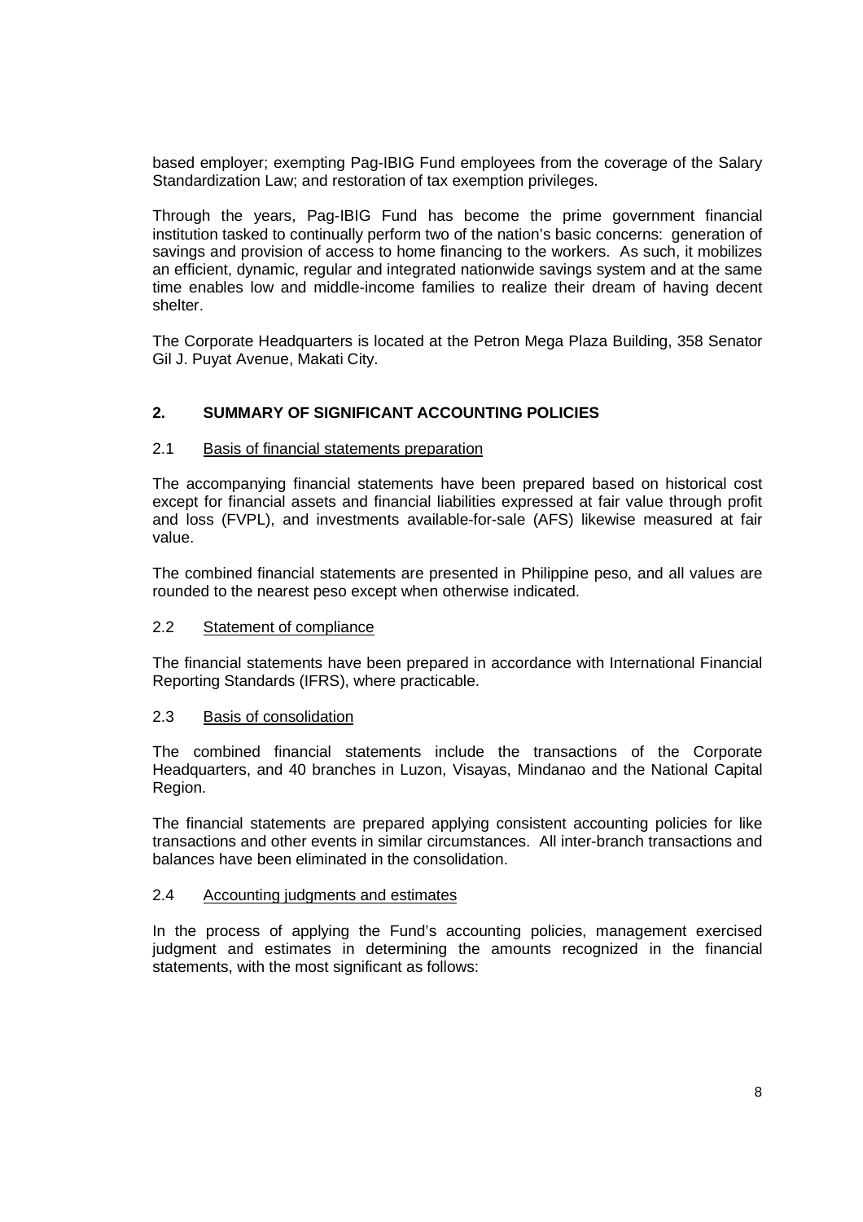based employer; exempting Pag-IBIG Fund employees from the coverage of the Salary Standardization Law; and restoration of tax exemption privileges.

Through the years, Pag-IBIG Fund has become the prime government financial institution tasked to continually perform two of the nation's basic concerns: generation of savings and provision of access to home financing to the workers. As such, it mobilizes an efficient, dynamic, regular and integrated nationwide savings system and at the same time enables low and middle-income families to realize their dream of having decent shelter.

The Corporate Headquarters is located at the Petron Mega Plaza Building, 358 Senator Gil J. Puyat Avenue, Makati City.

## 2. SUMMARY OF SIGNIFICANT ACCOUNTING POLICIES

### 2.1 Basis of financial statements preparation

The accompanying financial statements have been prepared based on historical cost except for financial assets and financial liabilities expressed at fair value through profit and loss (FVPL), and investments available-for-sale (AFS) likewise measured at fair value.

The combined financial statements are presented in Philippine peso, and all values are rounded to the nearest peso except when otherwise indicated.

### 2.2 Statement of compliance

The financial statements have been prepared in accordance with International Financial Reporting Standards (IFRS), where practicable.

### 2.3 Basis of consolidation

The combined financial statements include the transactions of the Corporate Headquarters, and 40 branches in Luzon, Visayas, Mindanao and the National Capital Region.

The financial statements are prepared applying consistent accounting policies for like transactions and other events in similar circumstances. All inter-branch transactions and balances have been eliminated in the consolidation.

### 2.4 Accounting judgments and estimates

In the process of applying the Fund's accounting policies, management exercised judgment and estimates in determining the amounts recognized in the financial statements, with the most significant as follows: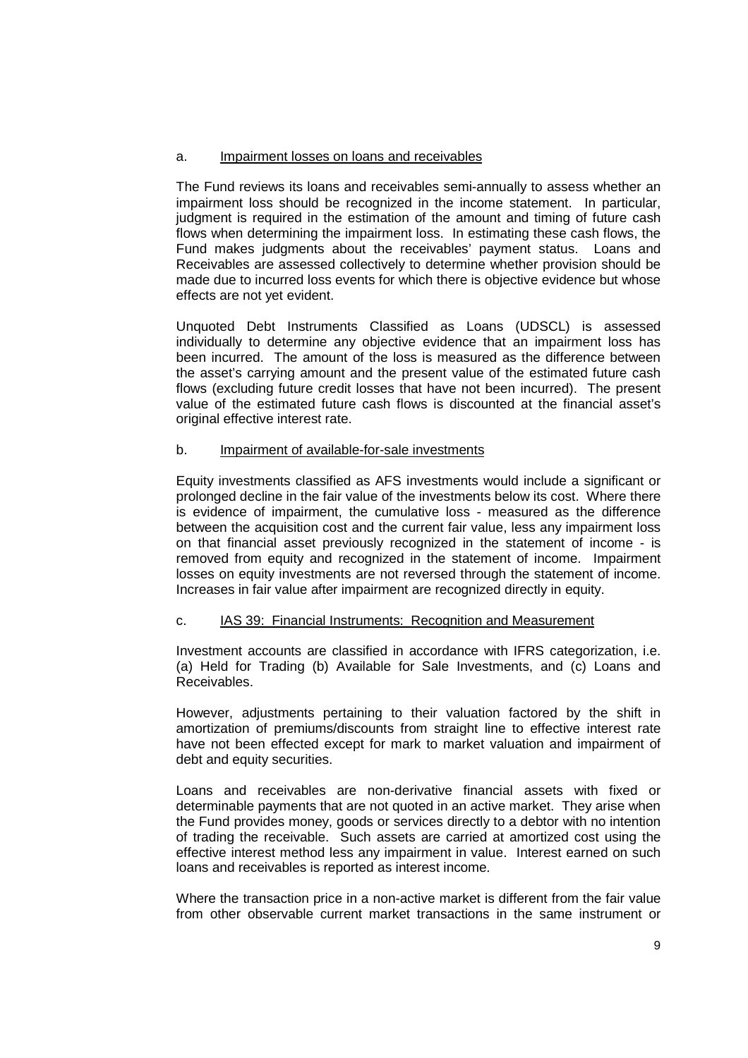a. <u>Impairment losses on loans and receivables</u>

The Fund reviews its loans and receivables semi-annually to assess whether an impairment loss should be recognized in the income statement. In particular, judgment is required in the estimation of the amount and timing of future cash flows when determining the impairment loss. In estimating these cash flows, the Fund makes judgments about the receivables' payment status. Loans and Receivables are assessed collectively to determine whether provision should be made due to incurred loss events for which there is objective evidence but whose effects are not yet evident.

Unquoted Debt Instruments Classified as Loans (UDSCL) is assessed individually to determine any objective evidence that an impairment loss has been incurred. The amount of the loss is measured as the difference between the asset's carrying amount and the present value of the estimated future cash flows (excluding future credit losses that have not been incurred). The present value of the estimated future cash flows is discounted at the financial asset's original effective interest rate.

b. <u>Impairment of available-for-sale investments</u>

Equity investments classified as AFS investments would include a significant or prolonged decline in the fair value of the investments below its cost. Where there is evidence of impairment, the cumulative loss - measured as the difference between the acquisition cost and the current fair value, less any impairment loss on that financial asset previously recognized in the statement of income - is removed from equity and recognized in the statement of income. Impairment losses on equity investments are not reversed through the statement of income. Increases in fair value after impairment are recognized directly in equity.

c. <u>IAS 39: Financial Instruments: Recognition and Measurement</u>

Investment accounts are classified in accordance with IFRS categorization, i.e. (a) Held for Trading (b) Available for Sale Investments, and (c) Loans and Receivables.

However, adjustments pertaining to their valuation factored by the shift in amortization of premiums/discounts from straight line to effective interest rate have not been effected except for mark to market valuation and impairment of debt and equity securities.

Loans and receivables are non-derivative financial assets with fixed or determinable payments that are not quoted in an active market. They arise when the Fund provides money, goods or services directly to a debtor with no intention of trading the receivable. Such assets are carried at amortized cost using the effective interest method less any impairment in value. Interest earned on such loans and receivables is reported as interest income.

Where the transaction price in a non-active market is different from the fair value from other observable current market transactions in the same instrument or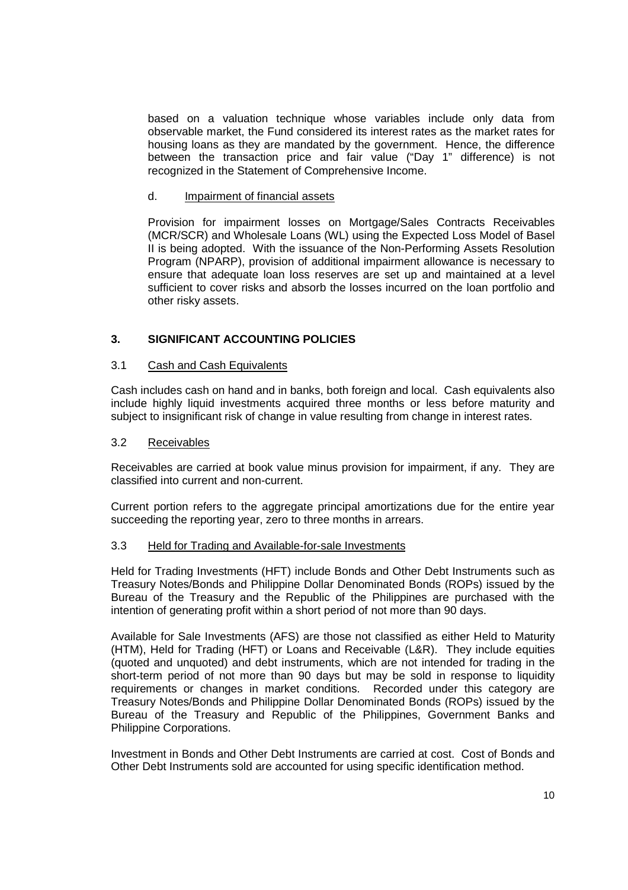based on a valuation technique whose variables include only data from observable market, the Fund considered its interest rates as the market rates for housing loans as they are mandated by the government. Hence, the difference between the transaction price and fair value ("Day 1" difference) is not recognized in the Statement of Comprehensive Income.

d. Impairment of financial assets

Provision for impairment losses on Mortgage/Sales Contracts Receivables (MCR/SCR) and Wholesale Loans (WL) using the Expected Loss Model of Basel II is being adopted. With the issuance of the Non-Performing Assets Resolution Program (NPARP), provision of additional impairment allowance is necessary to ensure that adequate loan loss reserves are set up and maintained at a level sufficient to cover risks and absorb the losses incurred on the loan portfolio and other risky assets.

## 3. SIGNIFICANT ACCOUNTING POLICIES

### 3.1 Cash and Cash Equivalents

Cash includes cash on hand and in banks, both foreign and local. Cash equivalents also include highly liquid investments acquired three months or less before maturity and subject to insignificant risk of change in value resulting from change in interest rates.

### 3.2 Receivables

Receivables are carried at book value minus provision for impairment, if any. They are classified into current and non-current.

Current portion refers to the aggregate principal amortizations due for the entire year succeeding the reporting year, zero to three months in arrears.

### 3.3 Held for Trading and Available-for-sale Investments

Held for Trading Investments (HFT) include Bonds and Other Debt Instruments such as Treasury Notes/Bonds and Philippine Dollar Denominated Bonds (ROPs) issued by the Bureau of the Treasury and the Republic of the Philippines are purchased with the intention of generating profit within a short period of not more than 90 days.

Available for Sale Investments (AFS) are those not classified as either Held to Maturity (HTM), Held for Trading (HFT) or Loans and Receivable (L&R). They include equities (quoted and unquoted) and debt instruments, which are not intended for trading in the short-term period of not more than 90 days but may be sold in response to liquidity requirements or changes in market conditions. Recorded under this category are Treasury Notes/Bonds and Philippine Dollar Denominated Bonds (ROPs) issued by the Bureau of the Treasury and Republic of the Philippines, Government Banks and Philippine Corporations.

Investment in Bonds and Other Debt Instruments are carried at cost. Cost of Bonds and Other Debt Instruments sold are accounted for using specific identification method.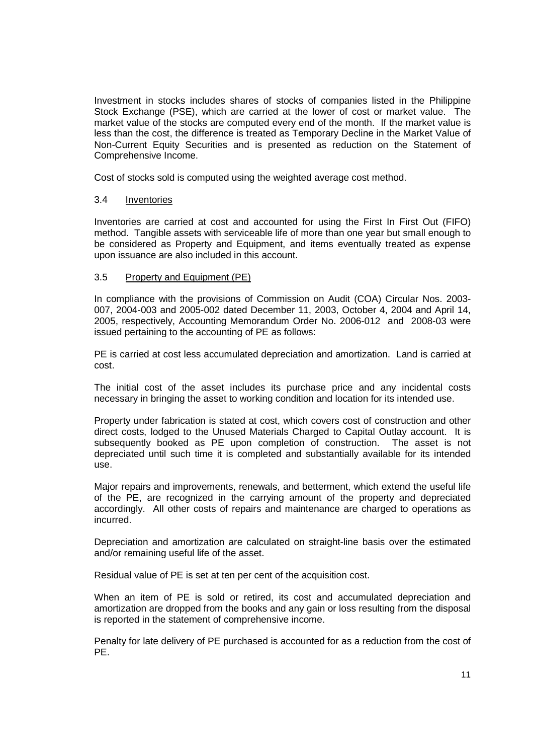Investment in stocks includes shares of stocks of companies listed in the Philippine Stock Exchange (PSE), which are carried at the lower of cost or market value. The market value of the stocks are computed every end of the month. If the market value is less than the cost, the difference is treated as Temporary Decline in the Market Value of Non-Current Equity Securities and is presented as reduction on the Statement of Comprehensive Income.

Cost of stocks sold is computed using the weighted average cost method.

### 3.4 Inventories

Inventories are carried at cost and accounted for using the First In First Out (FIFO) method. Tangible assets with serviceable life of more than one year but small enough to be considered as Property and Equipment, and items eventually treated as expense upon issuance are also included in this account.

### 3.5 Property and Equipment (PE)

In compliance with the provisions of Commission on Audit (COA) Circular Nos. 2003-007, 2004-003 and 2005-002 dated December 11, 2003, October 4, 2004 and April 14, 2005, respectively, Accounting Memorandum Order No. 2006-012 and 2008-03 were issued pertaining to the accounting of PE as follows:

PE is carried at cost less accumulated depreciation and amortization. Land is carried at cost.

The initial cost of the asset includes its purchase price and any incidental costs necessary in bringing the asset to working condition and location for its intended use.

Property under fabrication is stated at cost, which covers cost of construction and other direct costs, lodged to the Unused Materials Charged to Capital Outlay account. It is subsequently booked as PE upon completion of construction. The asset is not depreciated until such time it is completed and substantially available for its intended use.

Major repairs and improvements, renewals, and betterment, which extend the useful life of the PE, are recognized in the carrying amount of the property and depreciated accordingly. All other costs of repairs and maintenance are charged to operations as incurred.

Depreciation and amortization are calculated on straight-line basis over the estimated and/or remaining useful life of the asset.

Residual value of PE is set at ten per cent of the acquisition cost.

When an item of PE is sold or retired, its cost and accumulated depreciation and amortization are dropped from the books and any gain or loss resulting from the disposal is reported in the statement of comprehensive income.

Penalty for late delivery of PE purchased is accounted for as a reduction from the cost of PE.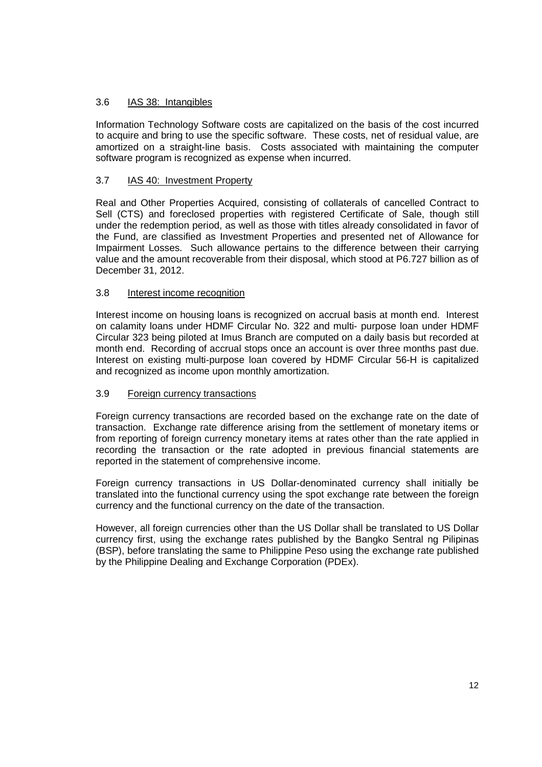### 3.6 IAS 38: Intangibles

Information Technology Software costs are capitalized on the basis of the cost incurred to acquire and bring to use the specific software. These costs, net of residual value, are amortized on a straight-line basis. Costs associated with maintaining the computer software program is recognized as expense when incurred.

### 3.7 IAS 40: Investment Property

Real and Other Properties Acquired, consisting of collaterals of cancelled Contract to Sell (CTS) and foreclosed properties with registered Certificate of Sale, though still under the redemption period, as well as those with titles already consolidated in favor of the Fund, are classified as Investment Properties and presented net of Allowance for Impairment Losses. Such allowance pertains to the difference between their carrying value and the amount recoverable from their disposal, which stood at P6.727 billion as of December 31, 2012.

### 3.8 Interest income recognition

Interest income on housing loans is recognized on accrual basis at month end. Interest on calamity loans under HDMF Circular No. 322 and multi- purpose loan under HDMF Circular 323 being piloted at Imus Branch are computed on a daily basis but recorded at month end. Recording of accrual stops once an account is over three months past due. Interest on existing multi-purpose loan covered by HDMF Circular 56-H is capitalized and recognized as income upon monthly amortization.

### 3.9 Foreign currency transactions

Foreign currency transactions are recorded based on the exchange rate on the date of transaction. Exchange rate difference arising from the settlement of monetary items or from reporting of foreign currency monetary items at rates other than the rate applied in recording the transaction or the rate adopted in previous financial statements are reported in the statement of comprehensive income.

Foreign currency transactions in US Dollar-denominated currency shall initially be translated into the functional currency using the spot exchange rate between the foreign currency and the functional currency on the date of the transaction.

However, all foreign currencies other than the US Dollar shall be translated to US Dollar currency first, using the exchange rates published by the Bangko Sentral ng Pilipinas (BSP), before translating the same to Philippine Peso using the exchange rate published by the Philippine Dealing and Exchange Corporation (PDEx).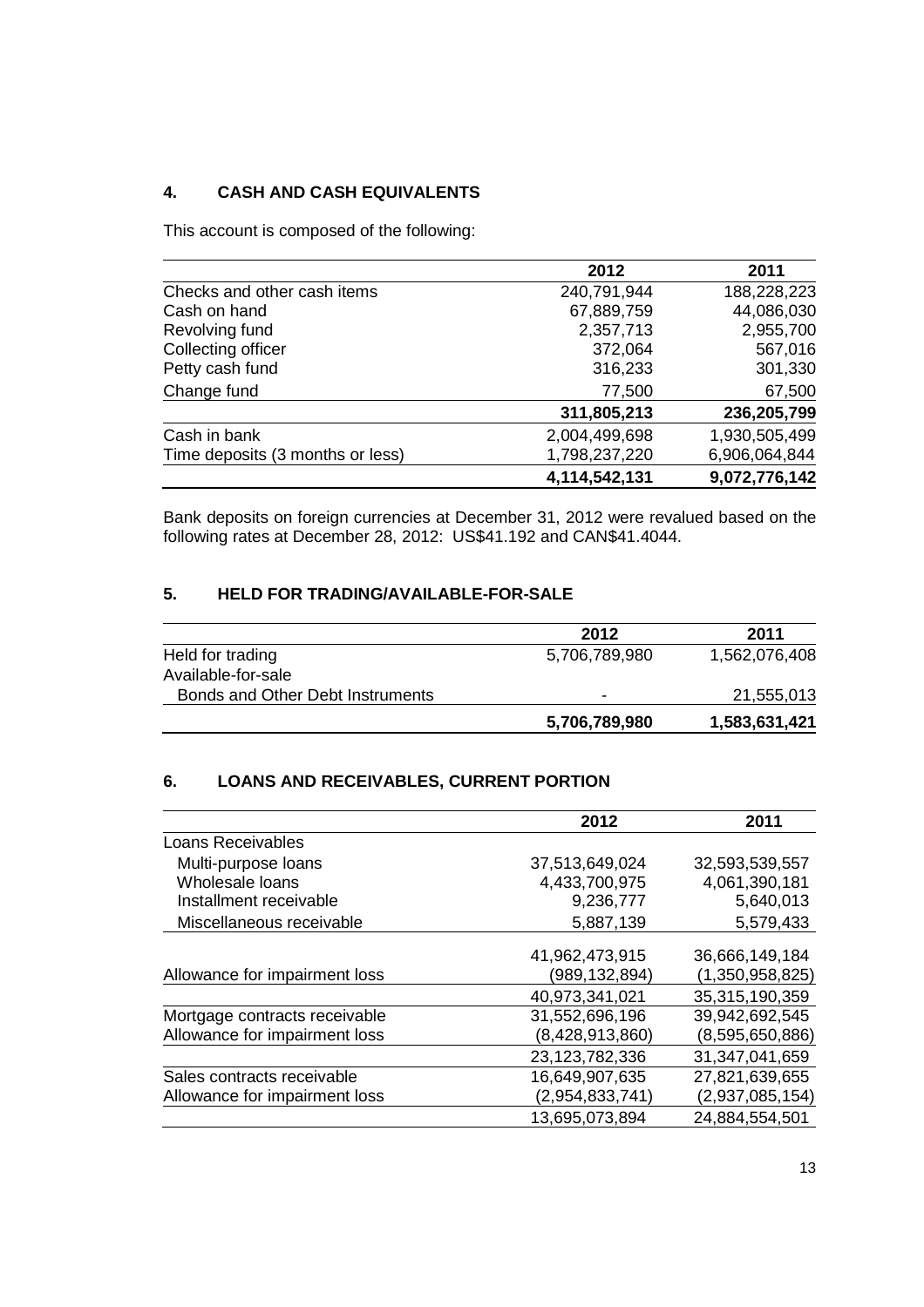## 4. CASH AND CASH EQUIVALENTS

This account is composed of the following:

| | 2012 | 2011 |
|---|---|---|
| Checks and other cash items | 240,791,944 | 188,228,223 |
| Cash on hand | 67,889,759 | 44,086,030 |
| Revolving fund | 2,357,713 | 2,955,700 |
| Collecting officer | 372,064 | 567,016 |
| Petty cash fund | 316,233 | 301,330 |
| Change fund | 77,500 | 67,500 |
| | **311,805,213** | **236,205,799** |
| Cash in bank | 2,004,499,698 | 1,930,505,499 |
| Time deposits (3 months or less) | 1,798,237,220 | 6,906,064,844 |
| | **4,114,542,131** | **9,072,776,142** |

Bank deposits on foreign currencies at December 31, 2012 were revalued based on the following rates at December 28, 2012: US$41.192 and CAN$41.4044.

## 5. HELD FOR TRADING/AVAILABLE-FOR-SALE

| | 2012 | 2011 |
|---|---|---|
| Held for trading | 5,706,789,980 | 1,562,076,408 |
| Available-for-sale | | |
| Bonds and Other Debt Instruments | - | 21,555,013 |
| | **5,706,789,980** | **1,583,631,421** |

## 6. LOANS AND RECEIVABLES, CURRENT PORTION

| | 2012 | 2011 |
|---|---|---|
| Loans Receivables | | |
| Multi-purpose loans | 37,513,649,024 | 32,593,539,557 |
| Wholesale loans | 4,433,700,975 | 4,061,390,181 |
| Installment receivable | 9,236,777 | 5,640,013 |
| Miscellaneous receivable | 5,887,139 | 5,579,433 |
| | 41,962,473,915 | 36,666,149,184 |
| Allowance for impairment loss | (989,132,894) | (1,350,958,825) |
| | 40,973,341,021 | 35,315,190,359 |
| Mortgage contracts receivable | 31,552,696,196 | 39,942,692,545 |
| Allowance for impairment loss | (8,428,913,860) | (8,595,650,886) |
| | 23,123,782,336 | 31,347,041,659 |
| Sales contracts receivable | 16,649,907,635 | 27,821,639,655 |
| Allowance for impairment loss | (2,954,833,741) | (2,937,085,154) |
| | 13,695,073,894 | 24,884,554,501 |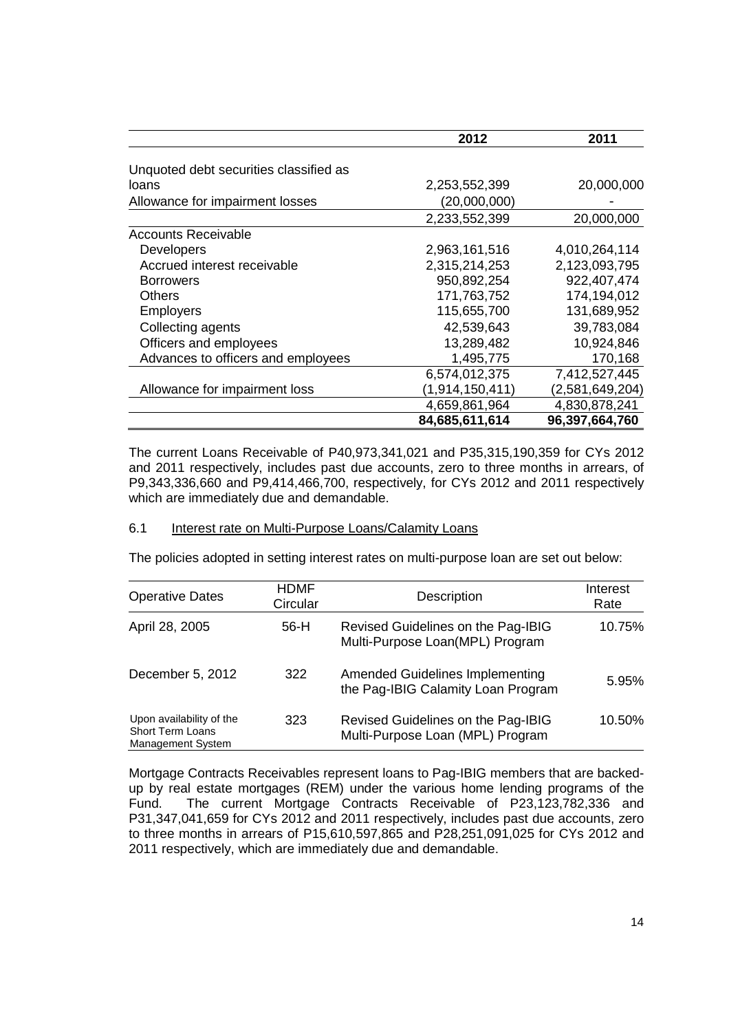| | 2012 | 2011 |
|---|---|---|
| Unquoted debt securities classified as loans | 2,253,552,399 | 20,000,000 |
| Allowance for impairment losses | (20,000,000) | - |
| | 2,233,552,399 | 20,000,000 |
| Accounts Receivable | | |
| Developers | 2,963,161,516 | 4,010,264,114 |
| Accrued interest receivable | 2,315,214,253 | 2,123,093,795 |
| Borrowers | 950,892,254 | 922,407,474 |
| Others | 171,763,752 | 174,194,012 |
| Employers | 115,655,700 | 131,689,952 |
| Collecting agents | 42,539,643 | 39,783,084 |
| Officers and employees | 13,289,482 | 10,924,846 |
| Advances to officers and employees | 1,495,775 | 170,168 |
| | 6,574,012,375 | 7,412,527,445 |
| Allowance for impairment loss | (1,914,150,411) | (2,581,649,204) |
| | 4,659,861,964 | 4,830,878,241 |
| | **84,685,611,614** | **96,397,664,760** |

The current Loans Receivable of P40,973,341,021 and P35,315,190,359 for CYs 2012 and 2011 respectively, includes past due accounts, zero to three months in arrears, of P9,343,336,660 and P9,414,466,700, respectively, for CYs 2012 and 2011 respectively which are immediately due and demandable.

6.1 Interest rate on Multi-Purpose Loans/Calamity Loans

The policies adopted in setting interest rates on multi-purpose loan are set out below:

| Operative Dates | HDMF Circular | Description | Interest Rate |
|---|---|---|---|
| April 28, 2005 | 56-H | Revised Guidelines on the Pag-IBIG Multi-Purpose Loan(MPL) Program | 10.75% |
| December 5, 2012 | 322 | Amended Guidelines Implementing the Pag-IBIG Calamity Loan Program | 5.95% |
| Upon availability of the Short Term Loans Management System | 323 | Revised Guidelines on the Pag-IBIG Multi-Purpose Loan (MPL) Program | 10.50% |

Mortgage Contracts Receivables represent loans to Pag-IBIG members that are backed-up by real estate mortgages (REM) under the various home lending programs of the Fund. The current Mortgage Contracts Receivable of P23,123,782,336 and P31,347,041,659 for CYs 2012 and 2011 respectively, includes past due accounts, zero to three months in arrears of P15,610,597,865 and P28,251,091,025 for CYs 2012 and 2011 respectively, which are immediately due and demandable.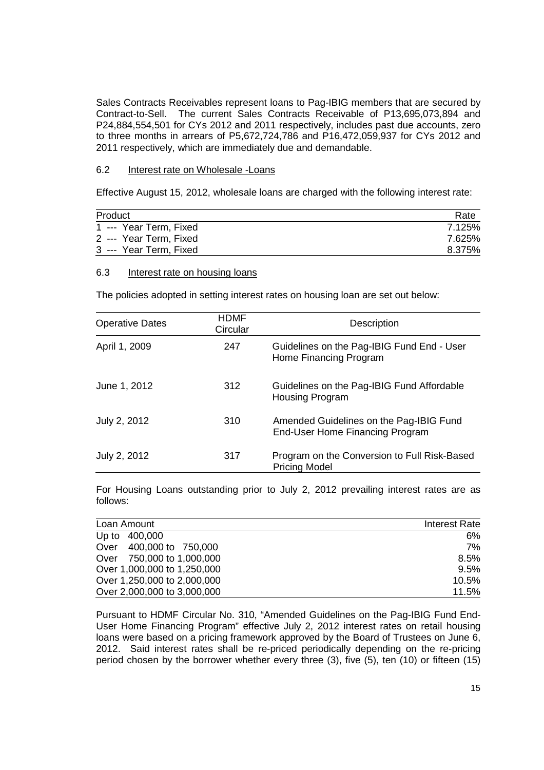Sales Contracts Receivables represent loans to Pag-IBIG members that are secured by Contract-to-Sell. The current Sales Contracts Receivable of P13,695,073,894 and P24,884,554,501 for CYs 2012 and 2011 respectively, includes past due accounts, zero to three months in arrears of P5,672,724,786 and P16,472,059,937 for CYs 2012 and 2011 respectively, which are immediately due and demandable.

### 6.2 Interest rate on Wholesale -Loans

Effective August 15, 2012, wholesale loans are charged with the following interest rate:

| Product | Rate |
|---|---|
| 1 --- Year Term, Fixed | 7.125% |
| 2 --- Year Term, Fixed | 7.625% |
| 3 --- Year Term, Fixed | 8.375% |

### 6.3 Interest rate on housing loans

The policies adopted in setting interest rates on housing loan are set out below:

| Operative Dates | HDMF Circular | Description |
|---|---|---|
| April 1, 2009 | 247 | Guidelines on the Pag-IBIG Fund End - User Home Financing Program |
| June 1, 2012 | 312 | Guidelines on the Pag-IBIG Fund Affordable Housing Program |
| July 2, 2012 | 310 | Amended Guidelines on the Pag-IBIG Fund End-User Home Financing Program |
| July 2, 2012 | 317 | Program on the Conversion to Full Risk-Based Pricing Model |

For Housing Loans outstanding prior to July 2, 2012 prevailing interest rates are as follows:

| Loan Amount | Interest Rate |
|---|---|
| Up to 400,000 | 6% |
| Over 400,000 to 750,000 | 7% |
| Over 750,000 to 1,000,000 | 8.5% |
| Over 1,000,000 to 1,250,000 | 9.5% |
| Over 1,250,000 to 2,000,000 | 10.5% |
| Over 2,000,000 to 3,000,000 | 11.5% |

Pursuant to HDMF Circular No. 310, "Amended Guidelines on the Pag-IBIG Fund End-User Home Financing Program" effective July 2, 2012 interest rates on retail housing loans were based on a pricing framework approved by the Board of Trustees on June 6, 2012. Said interest rates shall be re-priced periodically depending on the re-pricing period chosen by the borrower whether every three (3), five (5), ten (10) or fifteen (15)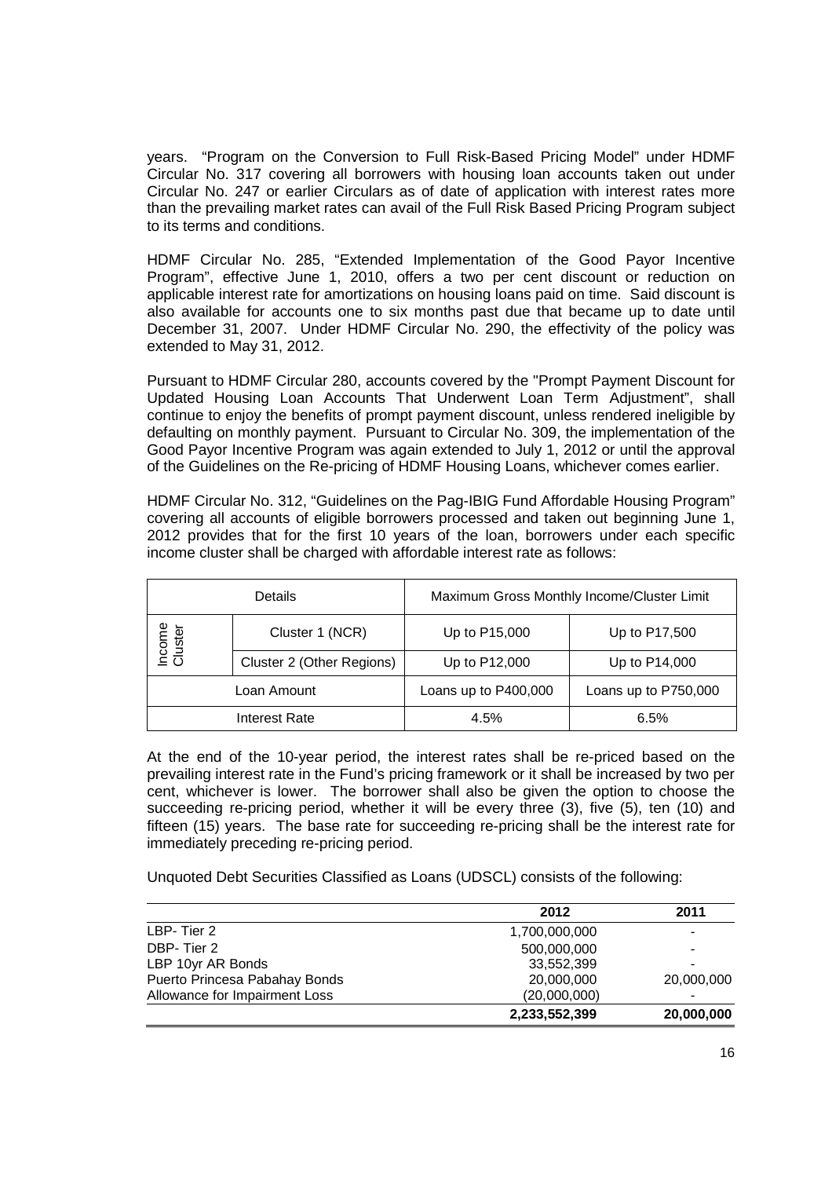years. "Program on the Conversion to Full Risk-Based Pricing Model" under HDMF Circular No. 317 covering all borrowers with housing loan accounts taken out under Circular No. 247 or earlier Circulars as of date of application with interest rates more than the prevailing market rates can avail of the Full Risk Based Pricing Program subject to its terms and conditions.

HDMF Circular No. 285, "Extended Implementation of the Good Payor Incentive Program", effective June 1, 2010, offers a two per cent discount or reduction on applicable interest rate for amortizations on housing loans paid on time. Said discount is also available for accounts one to six months past due that became up to date until December 31, 2007. Under HDMF Circular No. 290, the effectivity of the policy was extended to May 31, 2012.

Pursuant to HDMF Circular 280, accounts covered by the "Prompt Payment Discount for Updated Housing Loan Accounts That Underwent Loan Term Adjustment", shall continue to enjoy the benefits of prompt payment discount, unless rendered ineligible by defaulting on monthly payment. Pursuant to Circular No. 309, the implementation of the Good Payor Incentive Program was again extended to July 1, 2012 or until the approval of the Guidelines on the Re-pricing of HDMF Housing Loans, whichever comes earlier.

HDMF Circular No. 312, "Guidelines on the Pag-IBIG Fund Affordable Housing Program" covering all accounts of eligible borrowers processed and taken out beginning June 1, 2012 provides that for the first 10 years of the loan, borrowers under each specific income cluster shall be charged with affordable interest rate as follows:

| Details | | Maximum Gross Monthly Income/Cluster Limit | |
|---|---|---|---|
| Income Cluster | Cluster 1 (NCR) | Up to P15,000 | Up to P17,500 |
| | Cluster 2 (Other Regions) | Up to P12,000 | Up to P14,000 |
| Loan Amount | | Loans up to P400,000 | Loans up to P750,000 |
| Interest Rate | | 4.5% | 6.5% |

At the end of the 10-year period, the interest rates shall be re-priced based on the prevailing interest rate in the Fund's pricing framework or it shall be increased by two per cent, whichever is lower. The borrower shall also be given the option to choose the succeeding re-pricing period, whether it will be every three (3), five (5), ten (10) and fifteen (15) years. The base rate for succeeding re-pricing shall be the interest rate for immediately preceding re-pricing period.

Unquoted Debt Securities Classified as Loans (UDSCL) consists of the following:

| | 2012 | 2011 |
|---|---|---|
| LBP- Tier 2 | 1,700,000,000 | - |
| DBP- Tier 2 | 500,000,000 | - |
| LBP 10yr AR Bonds | 33,552,399 | - |
| Puerto Princesa Pabahay Bonds | 20,000,000 | 20,000,000 |
| Allowance for Impairment Loss | (20,000,000) | - |
| | **2,233,552,399** | **20,000,000** |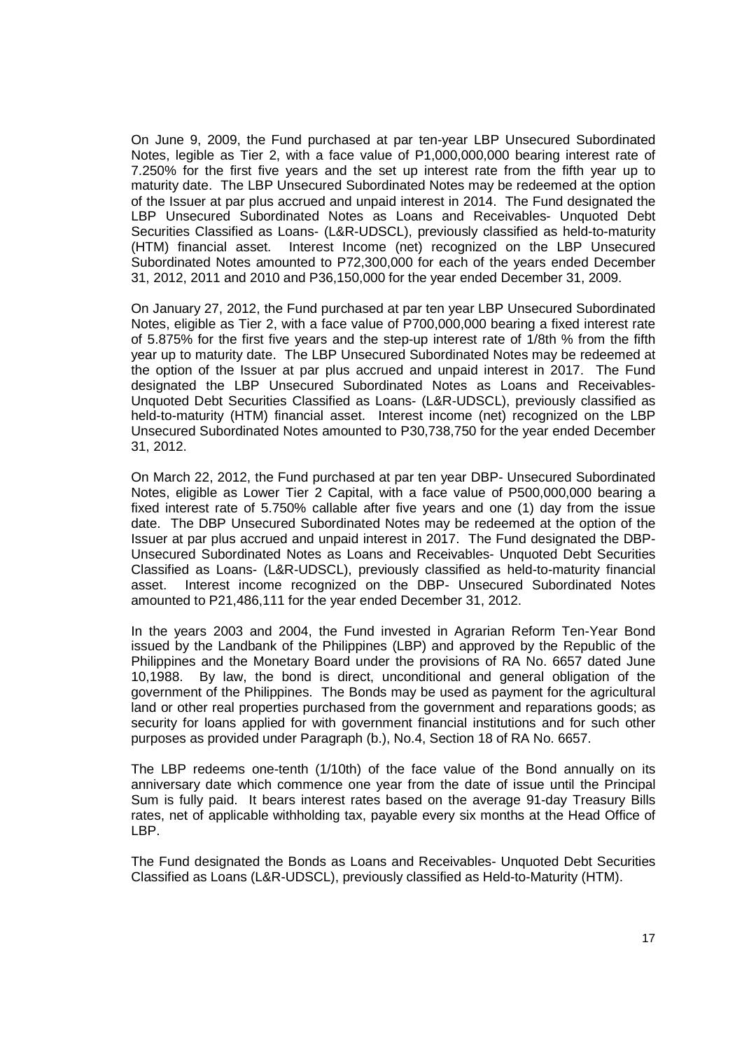On June 9, 2009, the Fund purchased at par ten-year LBP Unsecured Subordinated Notes, legible as Tier 2, with a face value of P1,000,000,000 bearing interest rate of 7.250% for the first five years and the set up interest rate from the fifth year up to maturity date. The LBP Unsecured Subordinated Notes may be redeemed at the option of the Issuer at par plus accrued and unpaid interest in 2014. The Fund designated the LBP Unsecured Subordinated Notes as Loans and Receivables- Unquoted Debt Securities Classified as Loans- (L&R-UDSCL), previously classified as held-to-maturity (HTM) financial asset. Interest Income (net) recognized on the LBP Unsecured Subordinated Notes amounted to P72,300,000 for each of the years ended December 31, 2012, 2011 and 2010 and P36,150,000 for the year ended December 31, 2009.

On January 27, 2012, the Fund purchased at par ten year LBP Unsecured Subordinated Notes, eligible as Tier 2, with a face value of P700,000,000 bearing a fixed interest rate of 5.875% for the first five years and the step-up interest rate of 1/8th % from the fifth year up to maturity date. The LBP Unsecured Subordinated Notes may be redeemed at the option of the Issuer at par plus accrued and unpaid interest in 2017. The Fund designated the LBP Unsecured Subordinated Notes as Loans and Receivables- Unquoted Debt Securities Classified as Loans- (L&R-UDSCL), previously classified as held-to-maturity (HTM) financial asset. Interest income (net) recognized on the LBP Unsecured Subordinated Notes amounted to P30,738,750 for the year ended December 31, 2012.

On March 22, 2012, the Fund purchased at par ten year DBP- Unsecured Subordinated Notes, eligible as Lower Tier 2 Capital, with a face value of P500,000,000 bearing a fixed interest rate of 5.750% callable after five years and one (1) day from the issue date. The DBP Unsecured Subordinated Notes may be redeemed at the option of the Issuer at par plus accrued and unpaid interest in 2017. The Fund designated the DBP- Unsecured Subordinated Notes as Loans and Receivables- Unquoted Debt Securities Classified as Loans- (L&R-UDSCL), previously classified as held-to-maturity financial asset. Interest income recognized on the DBP- Unsecured Subordinated Notes amounted to P21,486,111 for the year ended December 31, 2012.

In the years 2003 and 2004, the Fund invested in Agrarian Reform Ten-Year Bond issued by the Landbank of the Philippines (LBP) and approved by the Republic of the Philippines and the Monetary Board under the provisions of RA No. 6657 dated June 10,1988. By law, the bond is direct, unconditional and general obligation of the government of the Philippines. The Bonds may be used as payment for the agricultural land or other real properties purchased from the government and reparations goods; as security for loans applied for with government financial institutions and for such other purposes as provided under Paragraph (b.), No.4, Section 18 of RA No. 6657.

The LBP redeems one-tenth (1/10th) of the face value of the Bond annually on its anniversary date which commence one year from the date of issue until the Principal Sum is fully paid. It bears interest rates based on the average 91-day Treasury Bills rates, net of applicable withholding tax, payable every six months at the Head Office of LBP.

The Fund designated the Bonds as Loans and Receivables- Unquoted Debt Securities Classified as Loans (L&R-UDSCL), previously classified as Held-to-Maturity (HTM).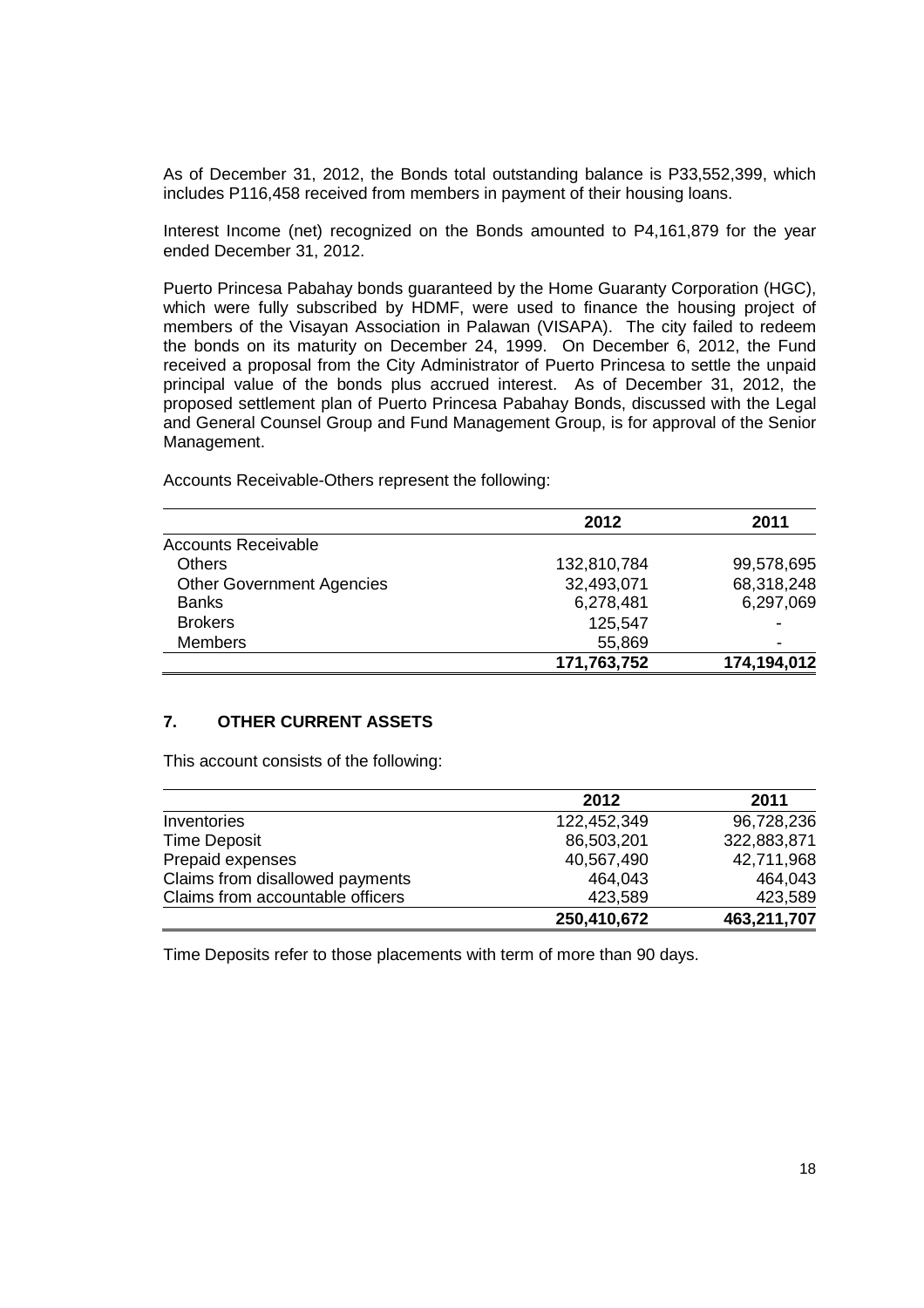As of December 31, 2012, the Bonds total outstanding balance is P33,552,399, which includes P116,458 received from members in payment of their housing loans.

Interest Income (net) recognized on the Bonds amounted to P4,161,879 for the year ended December 31, 2012.

Puerto Princesa Pabahay bonds guaranteed by the Home Guaranty Corporation (HGC), which were fully subscribed by HDMF, were used to finance the housing project of members of the Visayan Association in Palawan (VISAPA). The city failed to redeem the bonds on its maturity on December 24, 1999. On December 6, 2012, the Fund received a proposal from the City Administrator of Puerto Princesa to settle the unpaid principal value of the bonds plus accrued interest. As of December 31, 2012, the proposed settlement plan of Puerto Princesa Pabahay Bonds, discussed with the Legal and General Counsel Group and Fund Management Group, is for approval of the Senior Management.

Accounts Receivable-Others represent the following:

| | 2012 | 2011 |
|---|---|---|
| Accounts Receivable | | |
| Others | 132,810,784 | 99,578,695 |
| Other Government Agencies | 32,493,071 | 68,318,248 |
| Banks | 6,278,481 | 6,297,069 |
| Brokers | 125,547 | - |
| Members | 55,869 | - |
| | **171,763,752** | **174,194,012** |

## 7. OTHER CURRENT ASSETS

This account consists of the following:

| | 2012 | 2011 |
|---|---|---|
| Inventories | 122,452,349 | 96,728,236 |
| Time Deposit | 86,503,201 | 322,883,871 |
| Prepaid expenses | 40,567,490 | 42,711,968 |
| Claims from disallowed payments | 464,043 | 464,043 |
| Claims from accountable officers | 423,589 | 423,589 |
| | **250,410,672** | **463,211,707** |

Time Deposits refer to those placements with term of more than 90 days.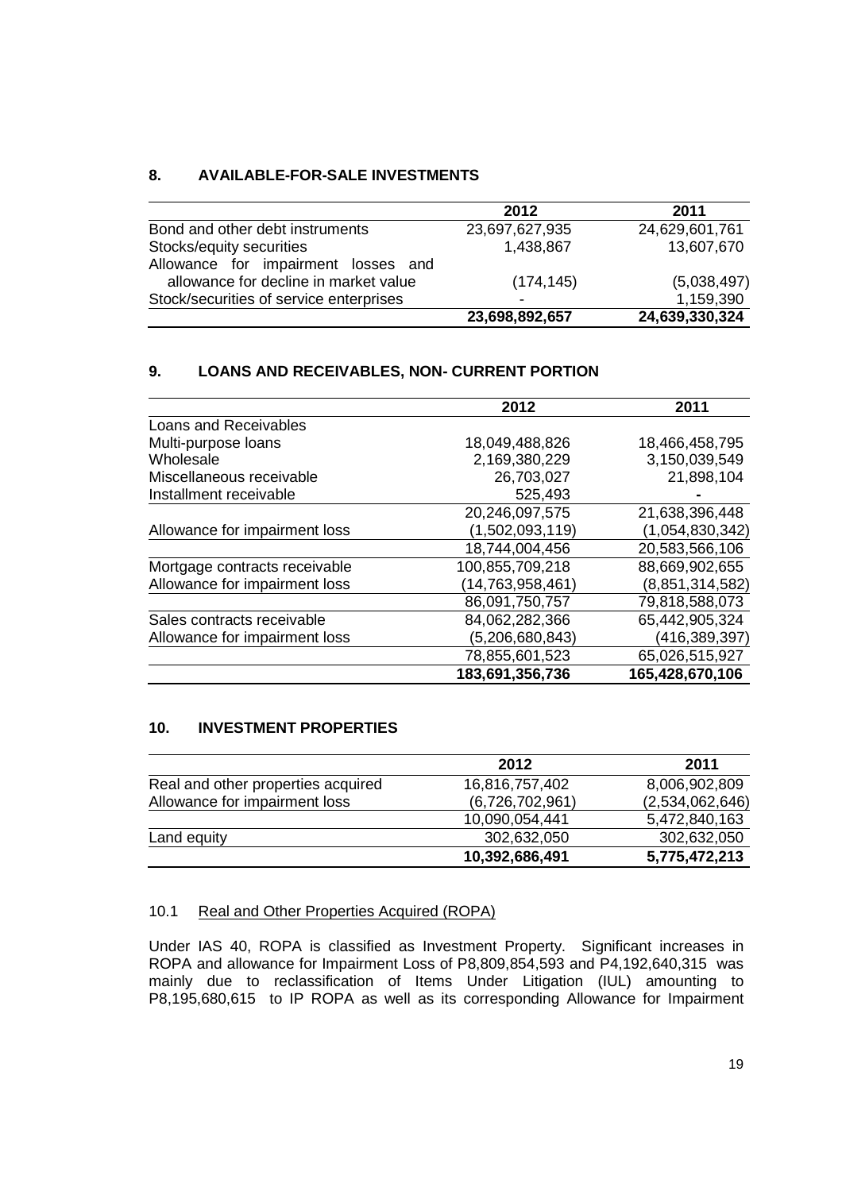## 8. AVAILABLE-FOR-SALE INVESTMENTS

| | 2012 | 2011 |
|---|---|---|
| Bond and other debt instruments | 23,697,627,935 | 24,629,601,761 |
| Stocks/equity securities | 1,438,867 | 13,607,670 |
| Allowance for impairment losses and allowance for decline in market value | (174,145) | (5,038,497) |
| Stock/securities of service enterprises | - | 1,159,390 |
| | **23,698,892,657** | **24,639,330,324** |

## 9. LOANS AND RECEIVABLES, NON- CURRENT PORTION

| | 2012 | 2011 |
|---|---|---|
| Loans and Receivables | | |
| Multi-purpose loans | 18,049,488,826 | 18,466,458,795 |
| Wholesale | 2,169,380,229 | 3,150,039,549 |
| Miscellaneous receivable | 26,703,027 | 21,898,104 |
| Installment receivable | 525,493 | - |
| | 20,246,097,575 | 21,638,396,448 |
| Allowance for impairment loss | (1,502,093,119) | (1,054,830,342) |
| | 18,744,004,456 | 20,583,566,106 |
| Mortgage contracts receivable | 100,855,709,218 | 88,669,902,655 |
| Allowance for impairment loss | (14,763,958,461) | (8,851,314,582) |
| | 86,091,750,757 | 79,818,588,073 |
| Sales contracts receivable | 84,062,282,366 | 65,442,905,324 |
| Allowance for impairment loss | (5,206,680,843) | (416,389,397) |
| | 78,855,601,523 | 65,026,515,927 |
| | **183,691,356,736** | **165,428,670,106** |

## 10. INVESTMENT PROPERTIES

| | 2012 | 2011 |
|---|---|---|
| Real and other properties acquired | 16,816,757,402 | 8,006,902,809 |
| Allowance for impairment loss | (6,726,702,961) | (2,534,062,646) |
| | 10,090,054,441 | 5,472,840,163 |
| Land equity | 302,632,050 | 302,632,050 |
| | **10,392,686,491** | **5,775,472,213** |

### 10.1 Real and Other Properties Acquired (ROPA)

Under IAS 40, ROPA is classified as Investment Property. Significant increases in ROPA and allowance for Impairment Loss of P8,809,854,593 and P4,192,640,315 was mainly due to reclassification of Items Under Litigation (IUL) amounting to P8,195,680,615 to IP ROPA as well as its corresponding Allowance for Impairment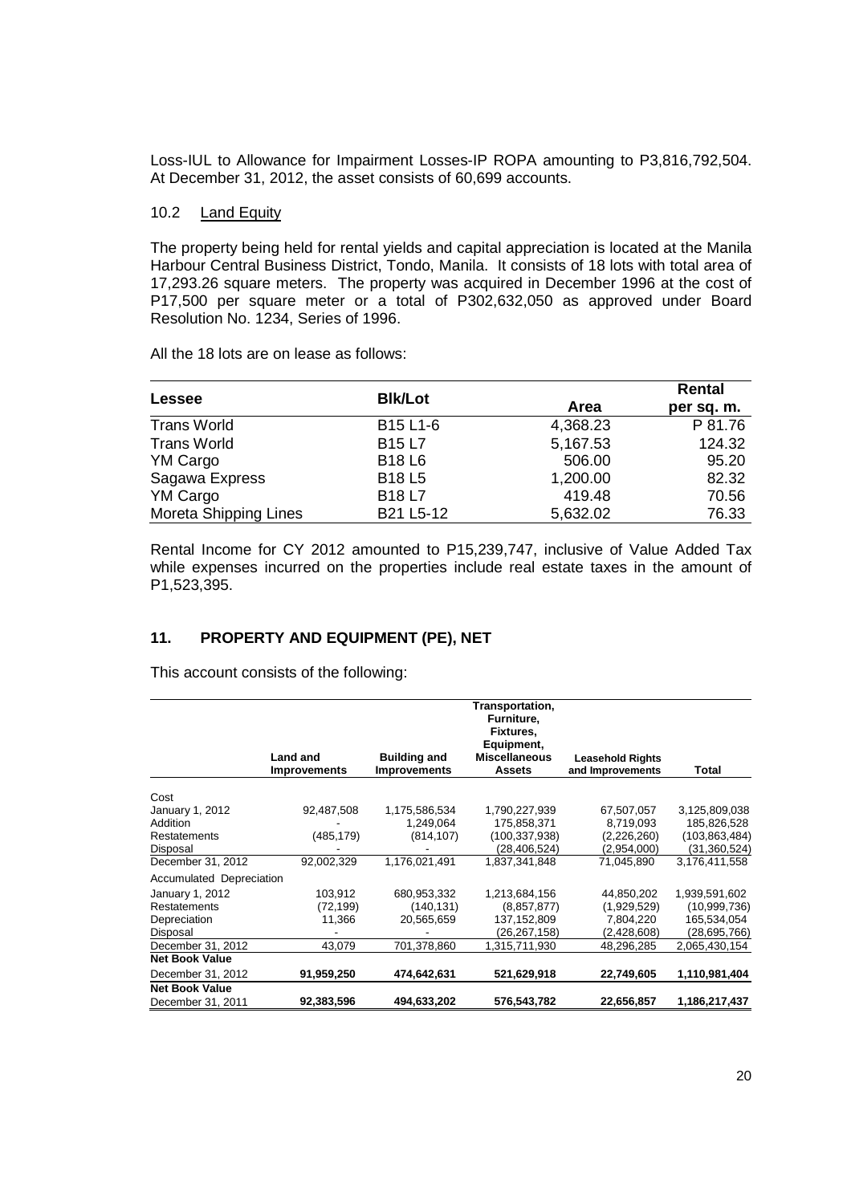Loss-IUL to Allowance for Impairment Losses-IP ROPA amounting to P3,816,792,504. At December 31, 2012, the asset consists of 60,699 accounts.

### 10.2 Land Equity

The property being held for rental yields and capital appreciation is located at the Manila Harbour Central Business District, Tondo, Manila. It consists of 18 lots with total area of 17,293.26 square meters. The property was acquired in December 1996 at the cost of P17,500 per square meter or a total of P302,632,050 as approved under Board Resolution No. 1234, Series of 1996.

All the 18 lots are on lease as follows:

| Lessee | Blk/Lot | Area | Rental per sq. m. |
|---|---|---|---|
| Trans World | B15 L1-6 | 4,368.23 | P 81.76 |
| Trans World | B15 L7 | 5,167.53 | 124.32 |
| YM Cargo | B18 L6 | 506.00 | 95.20 |
| Sagawa Express | B18 L5 | 1,200.00 | 82.32 |
| YM Cargo | B18 L7 | 419.48 | 70.56 |
| Moreta Shipping Lines | B21 L5-12 | 5,632.02 | 76.33 |

Rental Income for CY 2012 amounted to P15,239,747, inclusive of Value Added Tax while expenses incurred on the properties include real estate taxes in the amount of P1,523,395.

## 11. PROPERTY AND EQUIPMENT (PE), NET

This account consists of the following:

| | Land and Improvements | Building and Improvements | Transportation, Furniture, Fixtures, Equipment, Miscellaneous Assets | Leasehold Rights and Improvements | Total |
|---|---|---|---|---|---|
| Cost | | | | | |
| January 1, 2012 | 92,487,508 | 1,175,586,534 | 1,790,227,939 | 67,507,057 | 3,125,809,038 |
| Addition | - | 1,249,064 | 175,858,371 | 8,719,093 | 185,826,528 |
| Restatements | (485,179) | (814,107) | (100,337,938) | (2,226,260) | (103,863,484) |
| Disposal | - | - | (28,406,524) | (2,954,000) | (31,360,524) |
| December 31, 2012 | 92,002,329 | 1,176,021,491 | 1,837,341,848 | 71,045,890 | 3,176,411,558 |
| Accumulated Depreciation | | | | | |
| January 1, 2012 | 103,912 | 680,953,332 | 1,213,684,156 | 44,850,202 | 1,939,591,602 |
| Restatements | (72,199) | (140,131) | (8,857,877) | (1,929,529) | (10,999,736) |
| Depreciation | 11,366 | 20,565,659 | 137,152,809 | 7,804,220 | 165,534,054 |
| Disposal | - | - | (26,267,158) | (2,428,608) | (28,695,766) |
| December 31, 2012 | 43,079 | 701,378,860 | 1,315,711,930 | 48,296,285 | 2,065,430,154 |
| **Net Book Value** | | | | | |
| December 31, 2012 | **91,959,250** | **474,642,631** | **521,629,918** | **22,749,605** | **1,110,981,404** |
| **Net Book Value** | | | | | |
| December 31, 2011 | **92,383,596** | **494,633,202** | **576,543,782** | **22,656,857** | **1,186,217,437** |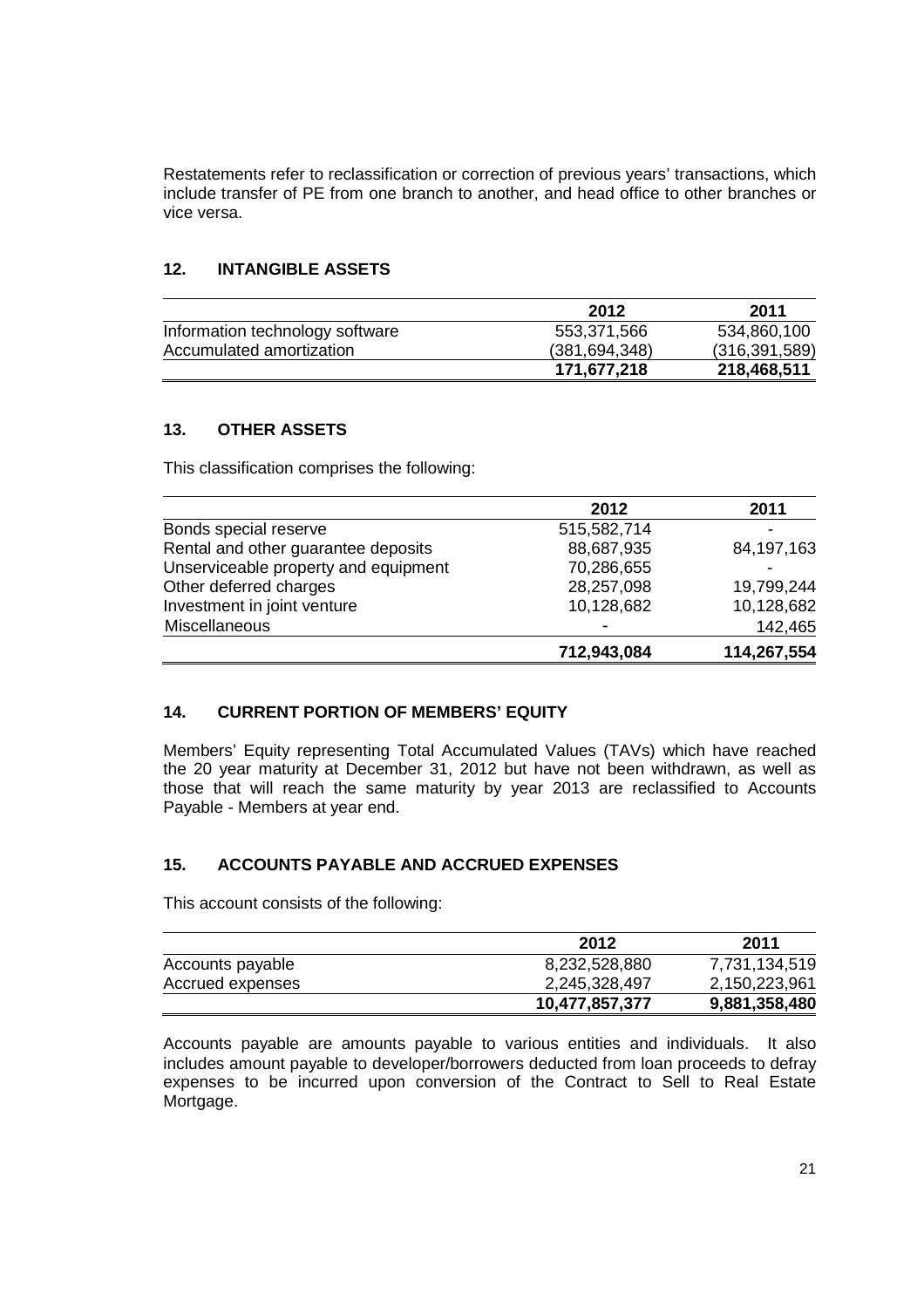Restatements refer to reclassification or correction of previous years' transactions, which include transfer of PE from one branch to another, and head office to other branches or vice versa.

## 12. INTANGIBLE ASSETS

| | 2012 | 2011 |
|---|---|---|
| Information technology software | 553,371,566 | 534,860,100 |
| Accumulated amortization | (381,694,348) | (316,391,589) |
| | **171,677,218** | **218,468,511** |

## 13. OTHER ASSETS

This classification comprises the following:

| | 2012 | 2011 |
|---|---|---|
| Bonds special reserve | 515,582,714 | - |
| Rental and other guarantee deposits | 88,687,935 | 84,197,163 |
| Unserviceable property and equipment | 70,286,655 | - |
| Other deferred charges | 28,257,098 | 19,799,244 |
| Investment in joint venture | 10,128,682 | 10,128,682 |
| Miscellaneous | - | 142,465 |
| | **712,943,084** | **114,267,554** |

## 14. CURRENT PORTION OF MEMBERS' EQUITY

Members' Equity representing Total Accumulated Values (TAVs) which have reached the 20 year maturity at December 31, 2012 but have not been withdrawn, as well as those that will reach the same maturity by year 2013 are reclassified to Accounts Payable - Members at year end.

## 15. ACCOUNTS PAYABLE AND ACCRUED EXPENSES

This account consists of the following:

| | 2012 | 2011 |
|---|---|---|
| Accounts payable | 8,232,528,880 | 7,731,134,519 |
| Accrued expenses | 2,245,328,497 | 2,150,223,961 |
| | **10,477,857,377** | **9,881,358,480** |

Accounts payable are amounts payable to various entities and individuals. It also includes amount payable to developer/borrowers deducted from loan proceeds to defray expenses to be incurred upon conversion of the Contract to Sell to Real Estate Mortgage.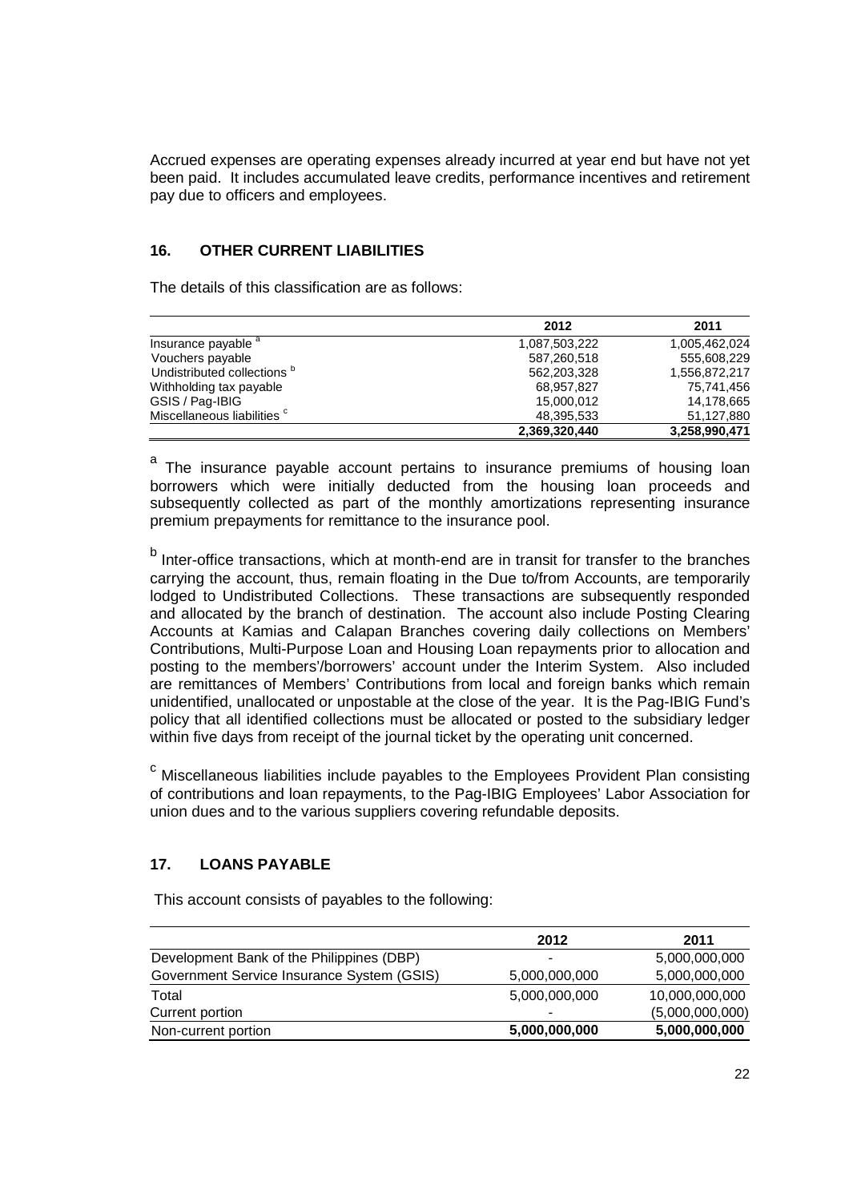Accrued expenses are operating expenses already incurred at year end but have not yet been paid. It includes accumulated leave credits, performance incentives and retirement pay due to officers and employees.

## 16. OTHER CURRENT LIABILITIES

The details of this classification are as follows:

| | 2012 | 2011 |
|---|---|---|
| Insurance payable [a] | 1,087,503,222 | 1,005,462,024 |
| Vouchers payable | 587,260,518 | 555,608,229 |
| Undistributed collections [b] | 562,203,328 | 1,556,872,217 |
| Withholding tax payable | 68,957,827 | 75,741,456 |
| GSIS / Pag-IBIG | 15,000,012 | 14,178,665 |
| Miscellaneous liabilities [c] | 48,395,533 | 51,127,880 |
| | **2,369,320,440** | **3,258,990,471** |

[a] The insurance payable account pertains to insurance premiums of housing loan borrowers which were initially deducted from the housing loan proceeds and subsequently collected as part of the monthly amortizations representing insurance premium prepayments for remittance to the insurance pool.

[b] Inter-office transactions, which at month-end are in transit for transfer to the branches carrying the account, thus, remain floating in the Due to/from Accounts, are temporarily lodged to Undistributed Collections. These transactions are subsequently responded and allocated by the branch of destination. The account also include Posting Clearing Accounts at Kamias and Calapan Branches covering daily collections on Members' Contributions, Multi-Purpose Loan and Housing Loan repayments prior to allocation and posting to the members'/borrowers' account under the Interim System. Also included are remittances of Members' Contributions from local and foreign banks which remain unidentified, unallocated or unpostable at the close of the year. It is the Pag-IBIG Fund's policy that all identified collections must be allocated or posted to the subsidiary ledger within five days from receipt of the journal ticket by the operating unit concerned.

[c] Miscellaneous liabilities include payables to the Employees Provident Plan consisting of contributions and loan repayments, to the Pag-IBIG Employees' Labor Association for union dues and to the various suppliers covering refundable deposits.

## 17. LOANS PAYABLE

This account consists of payables to the following:

| | 2012 | 2011 |
|---|---|---|
| Development Bank of the Philippines (DBP) | - | 5,000,000,000 |
| Government Service Insurance System (GSIS) | 5,000,000,000 | 5,000,000,000 |
| Total | 5,000,000,000 | 10,000,000,000 |
| Current portion | - | (5,000,000,000) |
| Non-current portion | **5,000,000,000** | **5,000,000,000** |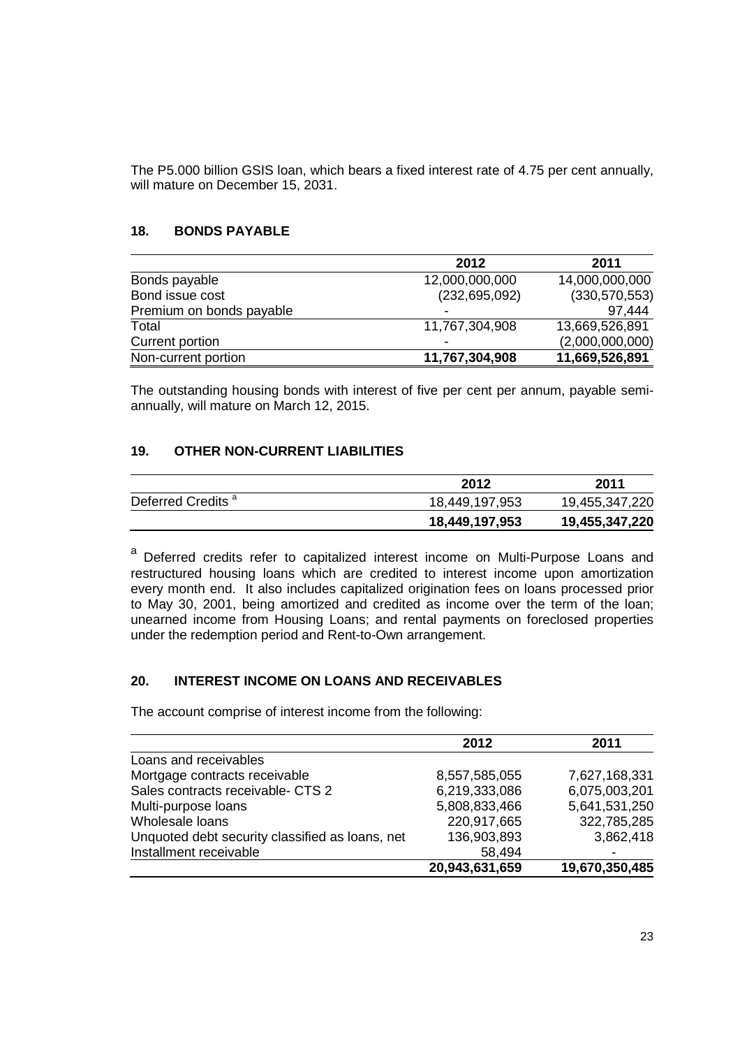The P5.000 billion GSIS loan, which bears a fixed interest rate of 4.75 per cent annually, will mature on December 15, 2031.

## 18. BONDS PAYABLE

| | 2012 | 2011 |
|---|---|---|
| Bonds payable | 12,000,000,000 | 14,000,000,000 |
| Bond issue cost | (232,695,092) | (330,570,553) |
| Premium on bonds payable | - | 97,444 |
| Total | 11,767,304,908 | 13,669,526,891 |
| Current portion | - | (2,000,000,000) |
| Non-current portion | **11,767,304,908** | **11,669,526,891** |

The outstanding housing bonds with interest of five per cent per annum, payable semi-annually, will mature on March 12, 2015.

## 19. OTHER NON-CURRENT LIABILITIES

| | 2012 | 2011 |
|---|---|---|
| Deferred Credits [a] | 18,449,197,953 | 19,455,347,220 |
| | **18,449,197,953** | **19,455,347,220** |

[a] Deferred credits refer to capitalized interest income on Multi-Purpose Loans and restructured housing loans which are credited to interest income upon amortization every month end. It also includes capitalized origination fees on loans processed prior to May 30, 2001, being amortized and credited as income over the term of the loan; unearned income from Housing Loans; and rental payments on foreclosed properties under the redemption period and Rent-to-Own arrangement.

## 20. INTEREST INCOME ON LOANS AND RECEIVABLES

The account comprise of interest income from the following:

| | 2012 | 2011 |
|---|---|---|
| Loans and receivables | | |
| Mortgage contracts receivable | 8,557,585,055 | 7,627,168,331 |
| Sales contracts receivable- CTS 2 | 6,219,333,086 | 6,075,003,201 |
| Multi-purpose loans | 5,808,833,466 | 5,641,531,250 |
| Wholesale loans | 220,917,665 | 322,785,285 |
| Unquoted debt security classified as loans, net | 136,903,893 | 3,862,418 |
| Installment receivable | 58,494 | - |
| | **20,943,631,659** | **19,670,350,485** |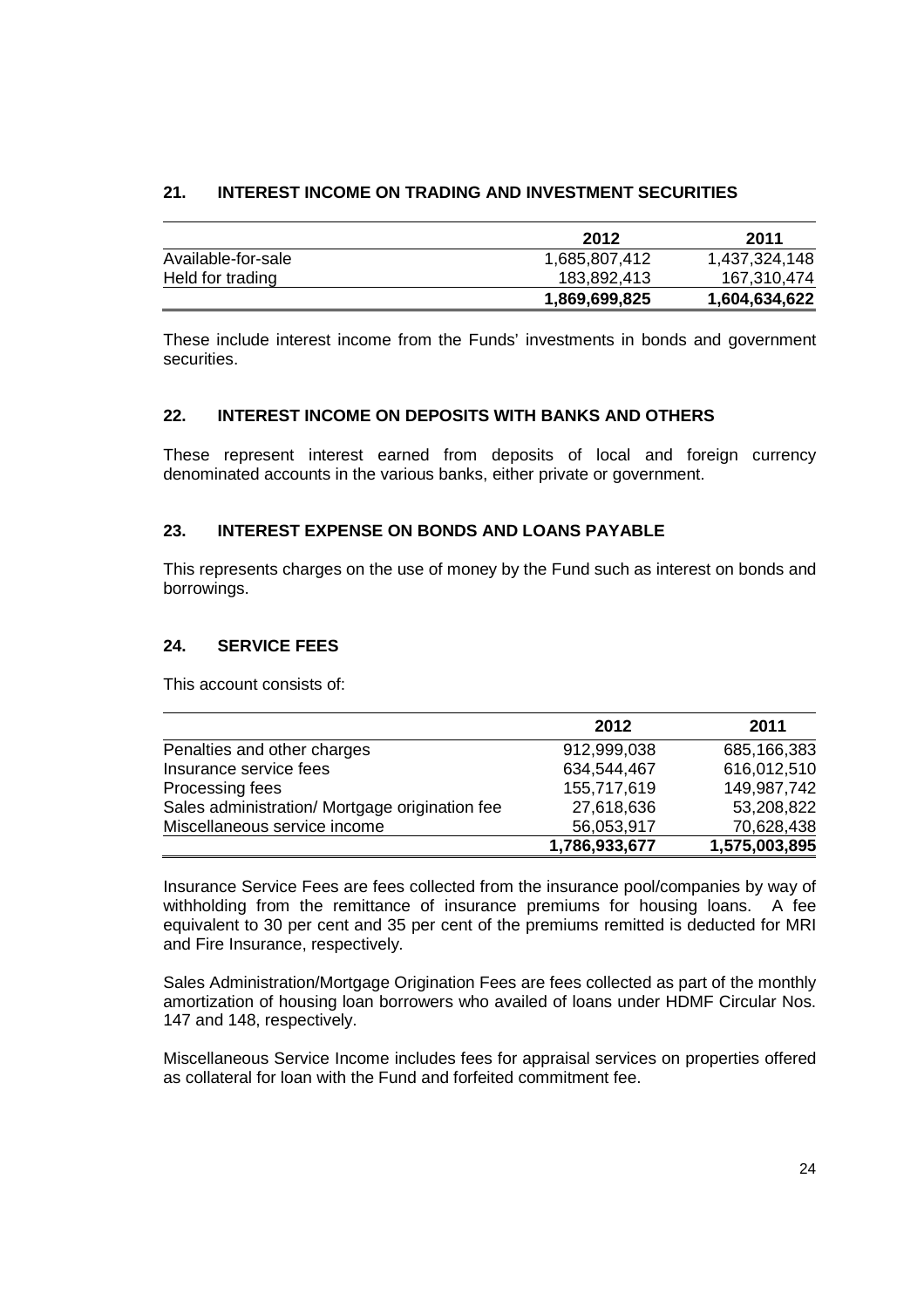## 21. INTEREST INCOME ON TRADING AND INVESTMENT SECURITIES

| | 2012 | 2011 |
|---|---|---|
| Available-for-sale | 1,685,807,412 | 1,437,324,148 |
| Held for trading | 183,892,413 | 167,310,474 |
| | **1,869,699,825** | **1,604,634,622** |

These include interest income from the Funds' investments in bonds and government securities.

## 22. INTEREST INCOME ON DEPOSITS WITH BANKS AND OTHERS

These represent interest earned from deposits of local and foreign currency denominated accounts in the various banks, either private or government.

## 23. INTEREST EXPENSE ON BONDS AND LOANS PAYABLE

This represents charges on the use of money by the Fund such as interest on bonds and borrowings.

## 24. SERVICE FEES

This account consists of:

| | 2012 | 2011 |
|---|---|---|
| Penalties and other charges | 912,999,038 | 685,166,383 |
| Insurance service fees | 634,544,467 | 616,012,510 |
| Processing fees | 155,717,619 | 149,987,742 |
| Sales administration/ Mortgage origination fee | 27,618,636 | 53,208,822 |
| Miscellaneous service income | 56,053,917 | 70,628,438 |
| | **1,786,933,677** | **1,575,003,895** |

Insurance Service Fees are fees collected from the insurance pool/companies by way of withholding from the remittance of insurance premiums for housing loans. A fee equivalent to 30 per cent and 35 per cent of the premiums remitted is deducted for MRI and Fire Insurance, respectively.

Sales Administration/Mortgage Origination Fees are fees collected as part of the monthly amortization of housing loan borrowers who availed of loans under HDMF Circular Nos. 147 and 148, respectively.

Miscellaneous Service Income includes fees for appraisal services on properties offered as collateral for loan with the Fund and forfeited commitment fee.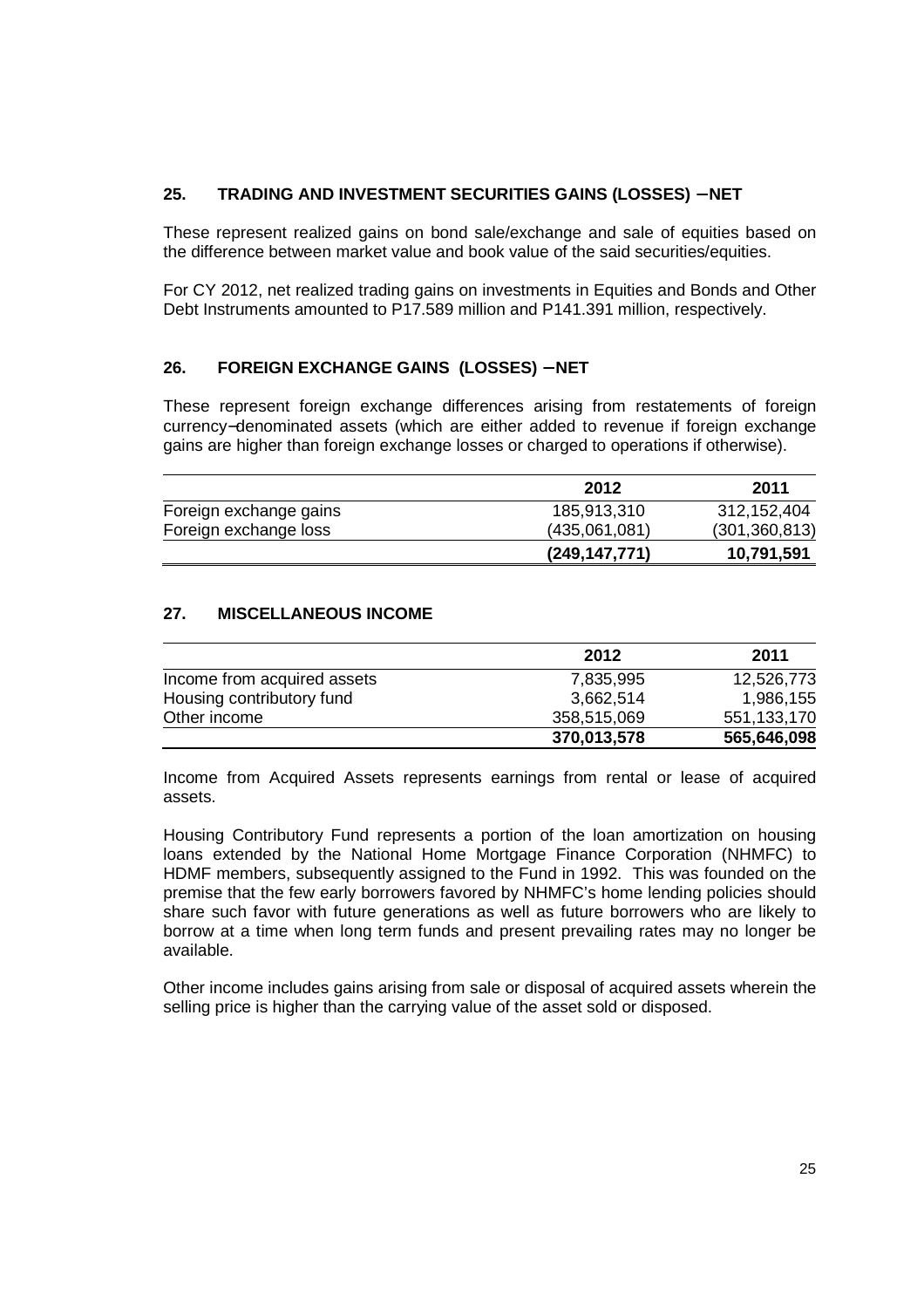## 25. TRADING AND INVESTMENT SECURITIES GAINS (LOSSES) – NET

These represent realized gains on bond sale/exchange and sale of equities based on the difference between market value and book value of the said securities/equities.

For CY 2012, net realized trading gains on investments in Equities and Bonds and Other Debt Instruments amounted to P17.589 million and P141.391 million, respectively.

## 26. FOREIGN EXCHANGE GAINS (LOSSES) – NET

These represent foreign exchange differences arising from restatements of foreign currency–denominated assets (which are either added to revenue if foreign exchange gains are higher than foreign exchange losses or charged to operations if otherwise).

| | 2012 | 2011 |
|---|---|---|
| Foreign exchange gains | 185,913,310 | 312,152,404 |
| Foreign exchange loss | (435,061,081) | (301,360,813) |
| | **(249,147,771)** | **10,791,591** |

## 27. MISCELLANEOUS INCOME

| | 2012 | 2011 |
|---|---|---|
| Income from acquired assets | 7,835,995 | 12,526,773 |
| Housing contributory fund | 3,662,514 | 1,986,155 |
| Other income | 358,515,069 | 551,133,170 |
| | **370,013,578** | **565,646,098** |

Income from Acquired Assets represents earnings from rental or lease of acquired assets.

Housing Contributory Fund represents a portion of the loan amortization on housing loans extended by the National Home Mortgage Finance Corporation (NHMFC) to HDMF members, subsequently assigned to the Fund in 1992. This was founded on the premise that the few early borrowers favored by NHMFC's home lending policies should share such favor with future generations as well as future borrowers who are likely to borrow at a time when long term funds and present prevailing rates may no longer be available.

Other income includes gains arising from sale or disposal of acquired assets wherein the selling price is higher than the carrying value of the asset sold or disposed.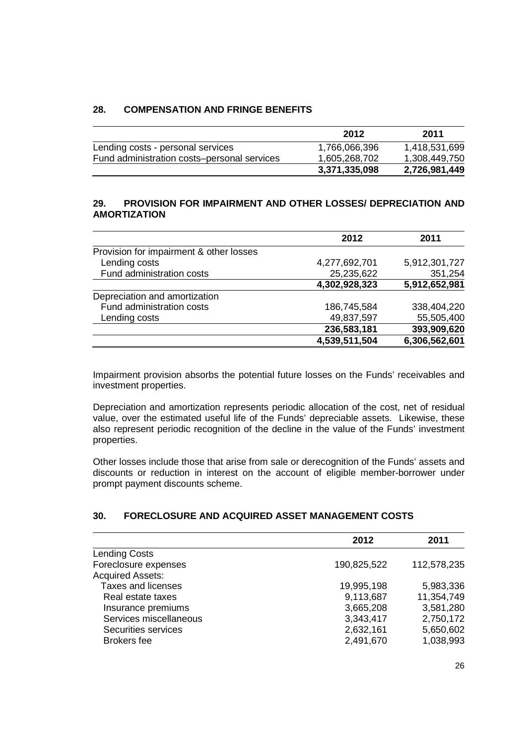## 28. COMPENSATION AND FRINGE BENEFITS

| | 2012 | 2011 |
|---|---|---|
| Lending costs - personal services | 1,766,066,396 | 1,418,531,699 |
| Fund administration costs–personal services | 1,605,268,702 | 1,308,449,750 |
| | **3,371,335,098** | **2,726,981,449** |

## 29. PROVISION FOR IMPAIRMENT AND OTHER LOSSES/ DEPRECIATION AND AMORTIZATION

| | 2012 | 2011 |
|---|---|---|
| Provision for impairment & other losses | | |
| Lending costs | 4,277,692,701 | 5,912,301,727 |
| Fund administration costs | 25,235,622 | 351,254 |
| | **4,302,928,323** | **5,912,652,981** |
| Depreciation and amortization | | |
| Fund administration costs | 186,745,584 | 338,404,220 |
| Lending costs | 49,837,597 | 55,505,400 |
| | **236,583,181** | **393,909,620** |
| | **4,539,511,504** | **6,306,562,601** |

Impairment provision absorbs the potential future losses on the Funds' receivables and investment properties.

Depreciation and amortization represents periodic allocation of the cost, net of residual value, over the estimated useful life of the Funds' depreciable assets. Likewise, these also represent periodic recognition of the decline in the value of the Funds' investment properties.

Other losses include those that arise from sale or derecognition of the Funds' assets and discounts or reduction in interest on the account of eligible member-borrower under prompt payment discounts scheme.

## 30. FORECLOSURE AND ACQUIRED ASSET MANAGEMENT COSTS

| | 2012 | 2011 |
|---|---|---|
| Lending Costs | | |
| Foreclosure expenses | 190,825,522 | 112,578,235 |
| Acquired Assets: | | |
| Taxes and licenses | 19,995,198 | 5,983,336 |
| Real estate taxes | 9,113,687 | 11,354,749 |
| Insurance premiums | 3,665,208 | 3,581,280 |
| Services miscellaneous | 3,343,417 | 2,750,172 |
| Securities services | 2,632,161 | 5,650,602 |
| Brokers fee | 2,491,670 | 1,038,993 |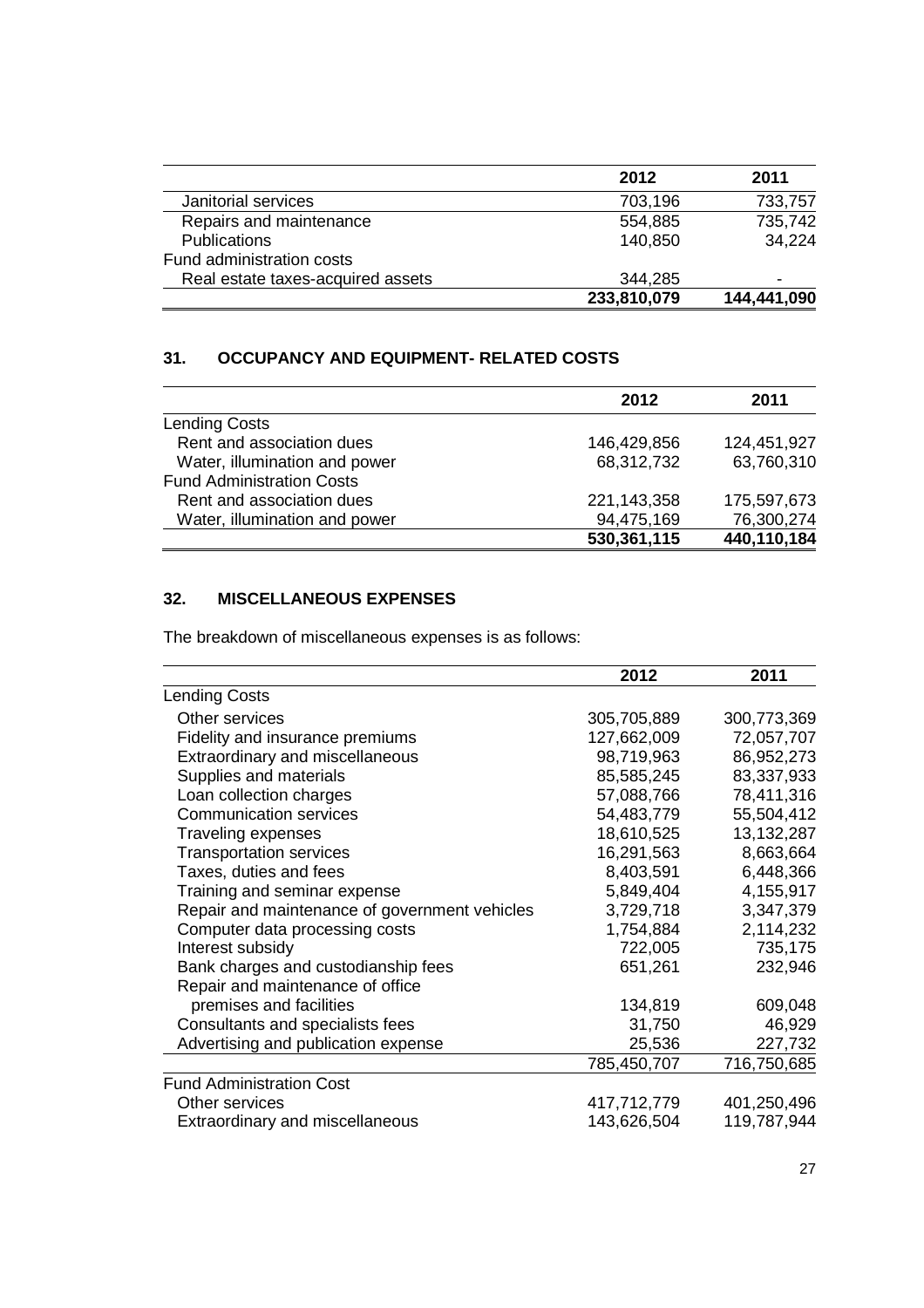| | 2012 | 2011 |
|---|---|---|
| Janitorial services | 703,196 | 733,757 |
| Repairs and maintenance | 554,885 | 735,742 |
| Publications | 140,850 | 34,224 |
| Fund administration costs | | |
| Real estate taxes-acquired assets | 344,285 | - |
| | **233,810,079** | **144,441,090** |

## 31. OCCUPANCY AND EQUIPMENT- RELATED COSTS

| | 2012 | 2011 |
|---|---|---|
| Lending Costs | | |
| Rent and association dues | 146,429,856 | 124,451,927 |
| Water, illumination and power | 68,312,732 | 63,760,310 |
| Fund Administration Costs | | |
| Rent and association dues | 221,143,358 | 175,597,673 |
| Water, illumination and power | 94,475,169 | 76,300,274 |
| | **530,361,115** | **440,110,184** |

## 32. MISCELLANEOUS EXPENSES

The breakdown of miscellaneous expenses is as follows:

| | 2012 | 2011 |
|---|---|---|
| Lending Costs | | |
| Other services | 305,705,889 | 300,773,369 |
| Fidelity and insurance premiums | 127,662,009 | 72,057,707 |
| Extraordinary and miscellaneous | 98,719,963 | 86,952,273 |
| Supplies and materials | 85,585,245 | 83,337,933 |
| Loan collection charges | 57,088,766 | 78,411,316 |
| Communication services | 54,483,779 | 55,504,412 |
| Traveling expenses | 18,610,525 | 13,132,287 |
| Transportation services | 16,291,563 | 8,663,664 |
| Taxes, duties and fees | 8,403,591 | 6,448,366 |
| Training and seminar expense | 5,849,404 | 4,155,917 |
| Repair and maintenance of government vehicles | 3,729,718 | 3,347,379 |
| Computer data processing costs | 1,754,884 | 2,114,232 |
| Interest subsidy | 722,005 | 735,175 |
| Bank charges and custodianship fees | 651,261 | 232,946 |
| Repair and maintenance of office premises and facilities | 134,819 | 609,048 |
| Consultants and specialists fees | 31,750 | 46,929 |
| Advertising and publication expense | 25,536 | 227,732 |
| | 785,450,707 | 716,750,685 |
| Fund Administration Cost | | |
| Other services | 417,712,779 | 401,250,496 |
| Extraordinary and miscellaneous | 143,626,504 | 119,787,944 |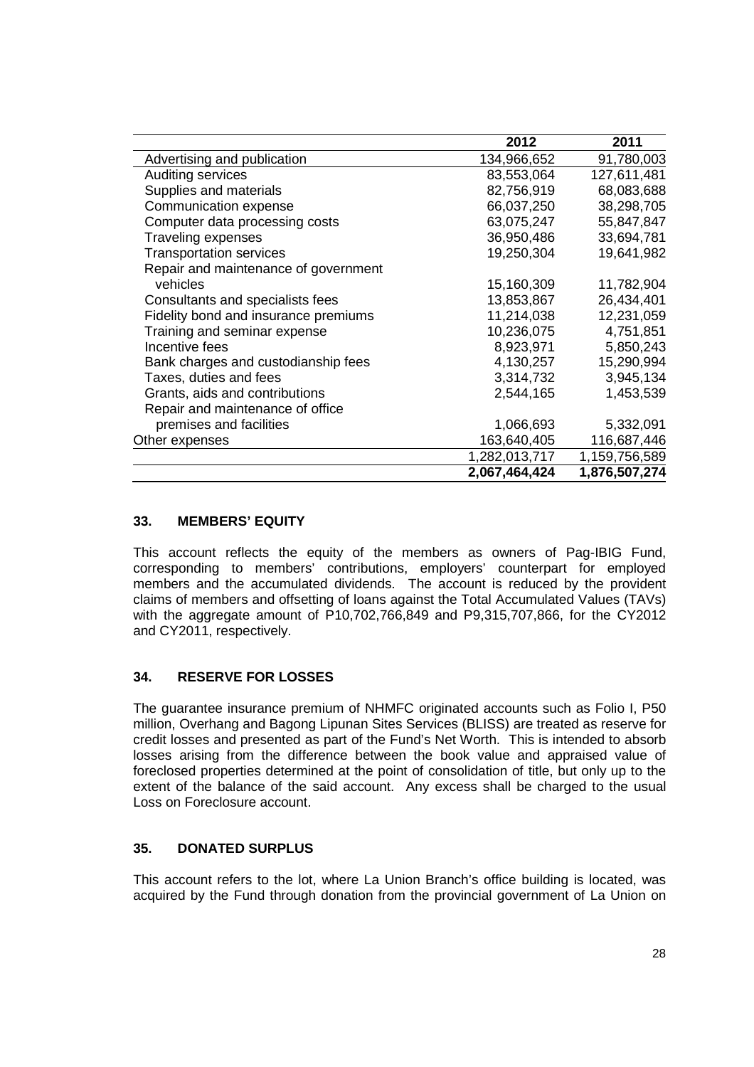| | 2012 | 2011 |
|---|---|---|
| Advertising and publication | 134,966,652 | 91,780,003 |
| Auditing services | 83,553,064 | 127,611,481 |
| Supplies and materials | 82,756,919 | 68,083,688 |
| Communication expense | 66,037,250 | 38,298,705 |
| Computer data processing costs | 63,075,247 | 55,847,847 |
| Traveling expenses | 36,950,486 | 33,694,781 |
| Transportation services | 19,250,304 | 19,641,982 |
| Repair and maintenance of government vehicles | 15,160,309 | 11,782,904 |
| Consultants and specialists fees | 13,853,867 | 26,434,401 |
| Fidelity bond and insurance premiums | 11,214,038 | 12,231,059 |
| Training and seminar expense | 10,236,075 | 4,751,851 |
| Incentive fees | 8,923,971 | 5,850,243 |
| Bank charges and custodianship fees | 4,130,257 | 15,290,994 |
| Taxes, duties and fees | 3,314,732 | 3,945,134 |
| Grants, aids and contributions | 2,544,165 | 1,453,539 |
| Repair and maintenance of office premises and facilities | 1,066,693 | 5,332,091 |
| Other expenses | 163,640,405 | 116,687,446 |
| | 1,282,013,717 | 1,159,756,589 |
| | **2,067,464,424** | **1,876,507,274** |

## 33. MEMBERS' EQUITY

This account reflects the equity of the members as owners of Pag-IBIG Fund, corresponding to members' contributions, employers' counterpart for employed members and the accumulated dividends. The account is reduced by the provident claims of members and offsetting of loans against the Total Accumulated Values (TAVs) with the aggregate amount of P10,702,766,849 and P9,315,707,866, for the CY2012 and CY2011, respectively.

## 34. RESERVE FOR LOSSES

The guarantee insurance premium of NHMFC originated accounts such as Folio I, P50 million, Overhang and Bagong Lipunan Sites Services (BLISS) are treated as reserve for credit losses and presented as part of the Fund's Net Worth. This is intended to absorb losses arising from the difference between the book value and appraised value of foreclosed properties determined at the point of consolidation of title, but only up to the extent of the balance of the said account. Any excess shall be charged to the usual Loss on Foreclosure account.

## 35. DONATED SURPLUS

This account refers to the lot, where La Union Branch's office building is located, was acquired by the Fund through donation from the provincial government of La Union on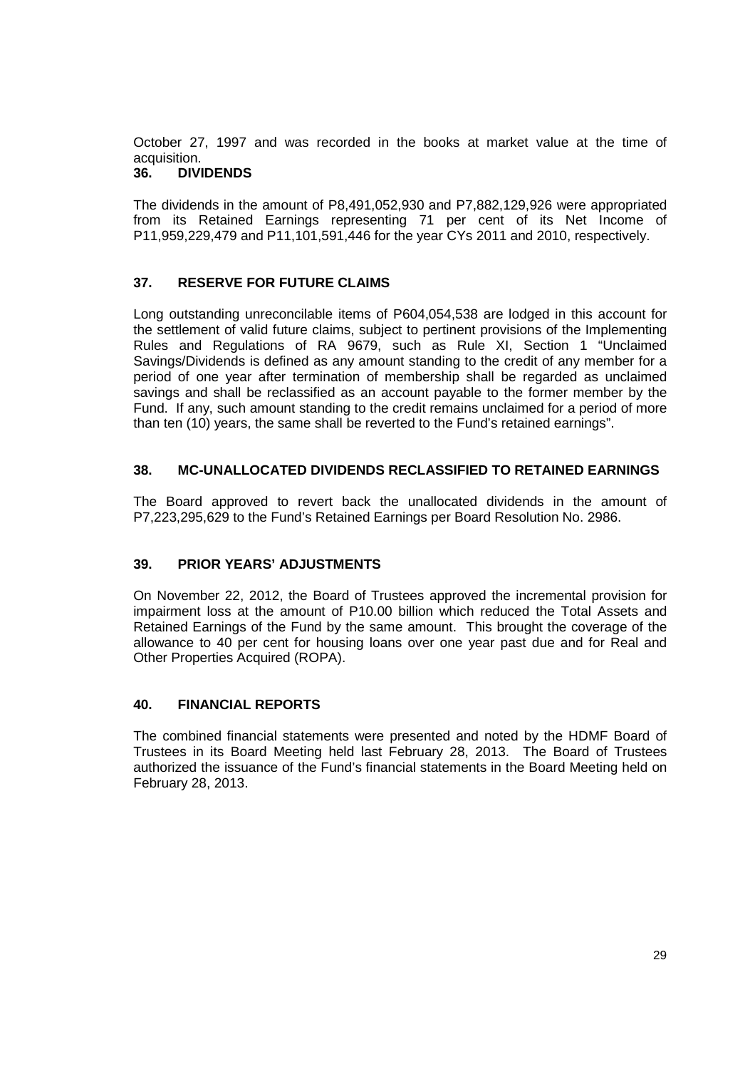October 27, 1997 and was recorded in the books at market value at the time of acquisition.

## 36. DIVIDENDS

The dividends in the amount of P8,491,052,930 and P7,882,129,926 were appropriated from its Retained Earnings representing 71 per cent of its Net Income of P11,959,229,479 and P11,101,591,446 for the year CYs 2011 and 2010, respectively.

## 37. RESERVE FOR FUTURE CLAIMS

Long outstanding unreconcilable items of P604,054,538 are lodged in this account for the settlement of valid future claims, subject to pertinent provisions of the Implementing Rules and Regulations of RA 9679, such as Rule XI, Section 1 "Unclaimed Savings/Dividends is defined as any amount standing to the credit of any member for a period of one year after termination of membership shall be regarded as unclaimed savings and shall be reclassified as an account payable to the former member by the Fund. If any, such amount standing to the credit remains unclaimed for a period of more than ten (10) years, the same shall be reverted to the Fund's retained earnings".

## 38. MC-UNALLOCATED DIVIDENDS RECLASSIFIED TO RETAINED EARNINGS

The Board approved to revert back the unallocated dividends in the amount of P7,223,295,629 to the Fund's Retained Earnings per Board Resolution No. 2986.

## 39. PRIOR YEARS' ADJUSTMENTS

On November 22, 2012, the Board of Trustees approved the incremental provision for impairment loss at the amount of P10.00 billion which reduced the Total Assets and Retained Earnings of the Fund by the same amount. This brought the coverage of the allowance to 40 per cent for housing loans over one year past due and for Real and Other Properties Acquired (ROPA).

## 40. FINANCIAL REPORTS

The combined financial statements were presented and noted by the HDMF Board of Trustees in its Board Meeting held last February 28, 2013. The Board of Trustees authorized the issuance of the Fund's financial statements in the Board Meeting held on February 28, 2013.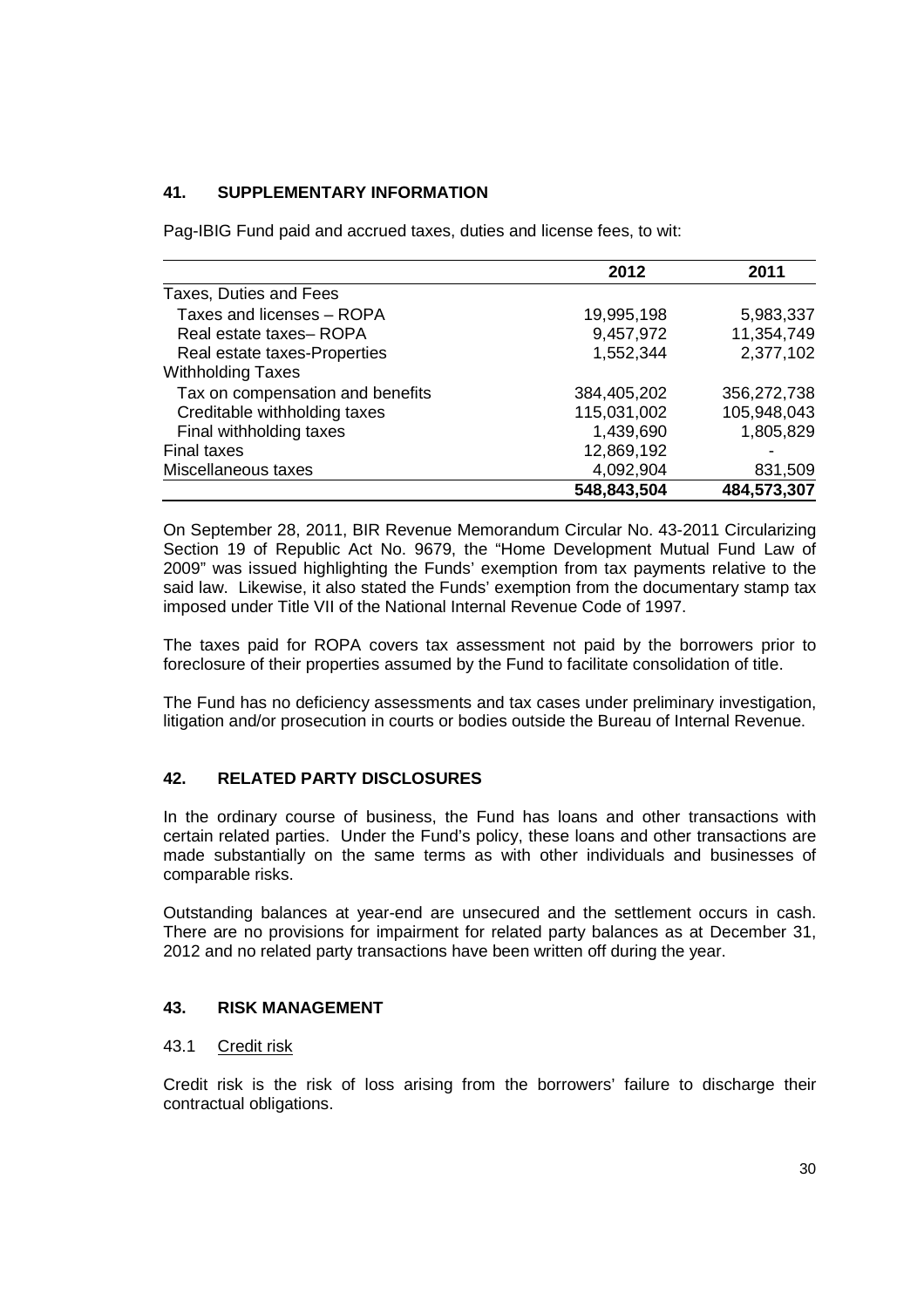## 41. SUPPLEMENTARY INFORMATION

Pag-IBIG Fund paid and accrued taxes, duties and license fees, to wit:

| | 2012 | 2011 |
|---|---|---|
| Taxes, Duties and Fees | | |
| Taxes and licenses – ROPA | 19,995,198 | 5,983,337 |
| Real estate taxes– ROPA | 9,457,972 | 11,354,749 |
| Real estate taxes-Properties | 1,552,344 | 2,377,102 |
| Withholding Taxes | | |
| Tax on compensation and benefits | 384,405,202 | 356,272,738 |
| Creditable withholding taxes | 115,031,002 | 105,948,043 |
| Final withholding taxes | 1,439,690 | 1,805,829 |
| Final taxes | 12,869,192 | - |
| Miscellaneous taxes | 4,092,904 | 831,509 |
| | **548,843,504** | **484,573,307** |

On September 28, 2011, BIR Revenue Memorandum Circular No. 43-2011 Circularizing Section 19 of Republic Act No. 9679, the "Home Development Mutual Fund Law of 2009" was issued highlighting the Funds' exemption from tax payments relative to the said law. Likewise, it also stated the Funds' exemption from the documentary stamp tax imposed under Title VII of the National Internal Revenue Code of 1997.

The taxes paid for ROPA covers tax assessment not paid by the borrowers prior to foreclosure of their properties assumed by the Fund to facilitate consolidation of title.

The Fund has no deficiency assessments and tax cases under preliminary investigation, litigation and/or prosecution in courts or bodies outside the Bureau of Internal Revenue.

## 42. RELATED PARTY DISCLOSURES

In the ordinary course of business, the Fund has loans and other transactions with certain related parties. Under the Fund's policy, these loans and other transactions are made substantially on the same terms as with other individuals and businesses of comparable risks.

Outstanding balances at year-end are unsecured and the settlement occurs in cash. There are no provisions for impairment for related party balances as at December 31, 2012 and no related party transactions have been written off during the year.

## 43. RISK MANAGEMENT

### 43.1 Credit risk

Credit risk is the risk of loss arising from the borrowers' failure to discharge their contractual obligations.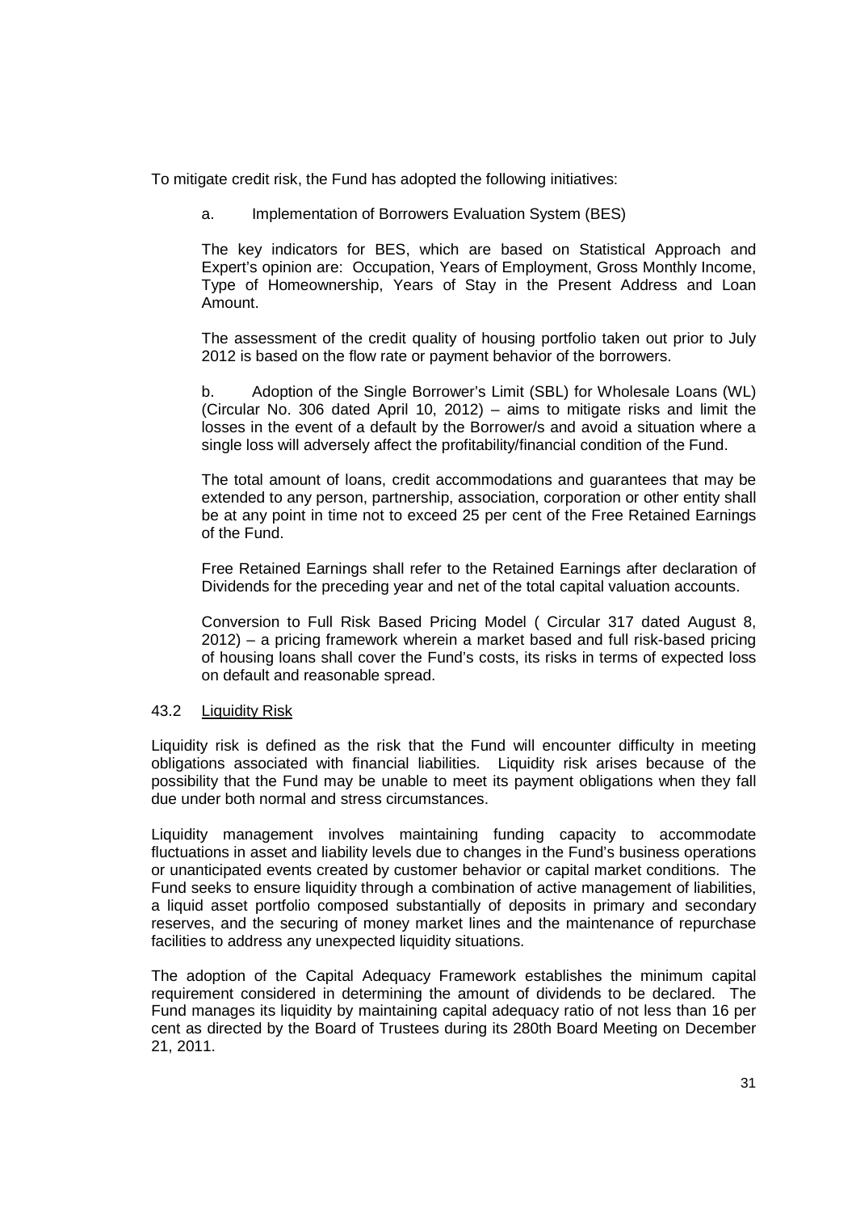To mitigate credit risk, the Fund has adopted the following initiatives:

a. Implementation of Borrowers Evaluation System (BES)

The key indicators for BES, which are based on Statistical Approach and Expert's opinion are: Occupation, Years of Employment, Gross Monthly Income, Type of Homeownership, Years of Stay in the Present Address and Loan Amount.

The assessment of the credit quality of housing portfolio taken out prior to July 2012 is based on the flow rate or payment behavior of the borrowers.

b. Adoption of the Single Borrower's Limit (SBL) for Wholesale Loans (WL) (Circular No. 306 dated April 10, 2012) – aims to mitigate risks and limit the losses in the event of a default by the Borrower/s and avoid a situation where a single loss will adversely affect the profitability/financial condition of the Fund.

The total amount of loans, credit accommodations and guarantees that may be extended to any person, partnership, association, corporation or other entity shall be at any point in time not to exceed 25 per cent of the Free Retained Earnings of the Fund.

Free Retained Earnings shall refer to the Retained Earnings after declaration of Dividends for the preceding year and net of the total capital valuation accounts.

Conversion to Full Risk Based Pricing Model ( Circular 317 dated August 8, 2012) – a pricing framework wherein a market based and full risk-based pricing of housing loans shall cover the Fund's costs, its risks in terms of expected loss on default and reasonable spread.

### 43.2 Liquidity Risk

Liquidity risk is defined as the risk that the Fund will encounter difficulty in meeting obligations associated with financial liabilities. Liquidity risk arises because of the possibility that the Fund may be unable to meet its payment obligations when they fall due under both normal and stress circumstances.

Liquidity management involves maintaining funding capacity to accommodate fluctuations in asset and liability levels due to changes in the Fund's business operations or unanticipated events created by customer behavior or capital market conditions. The Fund seeks to ensure liquidity through a combination of active management of liabilities, a liquid asset portfolio composed substantially of deposits in primary and secondary reserves, and the securing of money market lines and the maintenance of repurchase facilities to address any unexpected liquidity situations.

The adoption of the Capital Adequacy Framework establishes the minimum capital requirement considered in determining the amount of dividends to be declared. The Fund manages its liquidity by maintaining capital adequacy ratio of not less than 16 per cent as directed by the Board of Trustees during its 280th Board Meeting on December 21, 2011.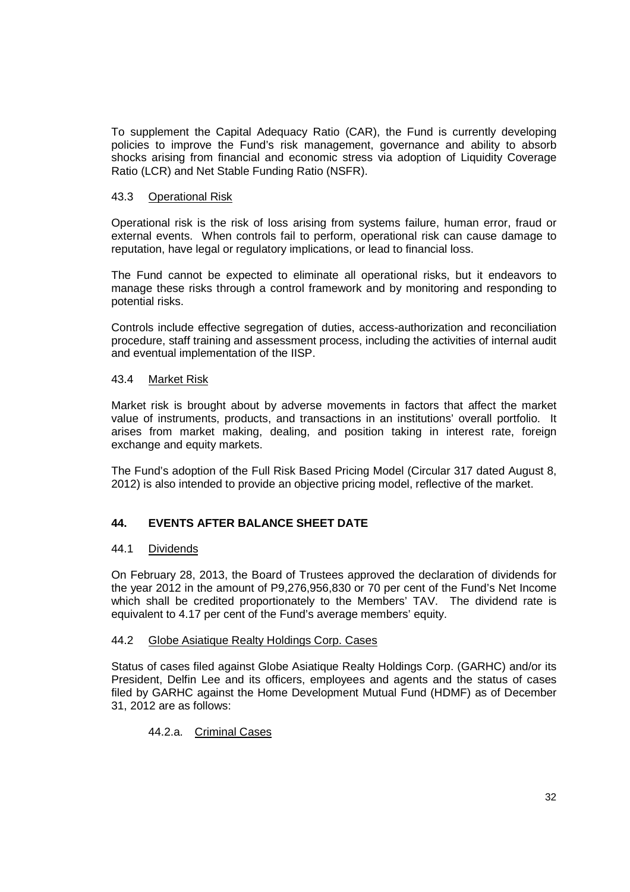To supplement the Capital Adequacy Ratio (CAR), the Fund is currently developing policies to improve the Fund's risk management, governance and ability to absorb shocks arising from financial and economic stress via adoption of Liquidity Coverage Ratio (LCR) and Net Stable Funding Ratio (NSFR).

### 43.3 Operational Risk

Operational risk is the risk of loss arising from systems failure, human error, fraud or external events. When controls fail to perform, operational risk can cause damage to reputation, have legal or regulatory implications, or lead to financial loss.

The Fund cannot be expected to eliminate all operational risks, but it endeavors to manage these risks through a control framework and by monitoring and responding to potential risks.

Controls include effective segregation of duties, access-authorization and reconciliation procedure, staff training and assessment process, including the activities of internal audit and eventual implementation of the IISP.

### 43.4 Market Risk

Market risk is brought about by adverse movements in factors that affect the market value of instruments, products, and transactions in an institutions' overall portfolio. It arises from market making, dealing, and position taking in interest rate, foreign exchange and equity markets.

The Fund's adoption of the Full Risk Based Pricing Model (Circular 317 dated August 8, 2012) is also intended to provide an objective pricing model, reflective of the market.

## 44. EVENTS AFTER BALANCE SHEET DATE

### 44.1 Dividends

On February 28, 2013, the Board of Trustees approved the declaration of dividends for the year 2012 in the amount of P9,276,956,830 or 70 per cent of the Fund's Net Income which shall be credited proportionately to the Members' TAV. The dividend rate is equivalent to 4.17 per cent of the Fund's average members' equity.

### 44.2 Globe Asiatique Realty Holdings Corp. Cases

Status of cases filed against Globe Asiatique Realty Holdings Corp. (GARHC) and/or its President, Delfin Lee and its officers, employees and agents and the status of cases filed by GARHC against the Home Development Mutual Fund (HDMF) as of December 31, 2012 are as follows:

#### 44.2.a. Criminal Cases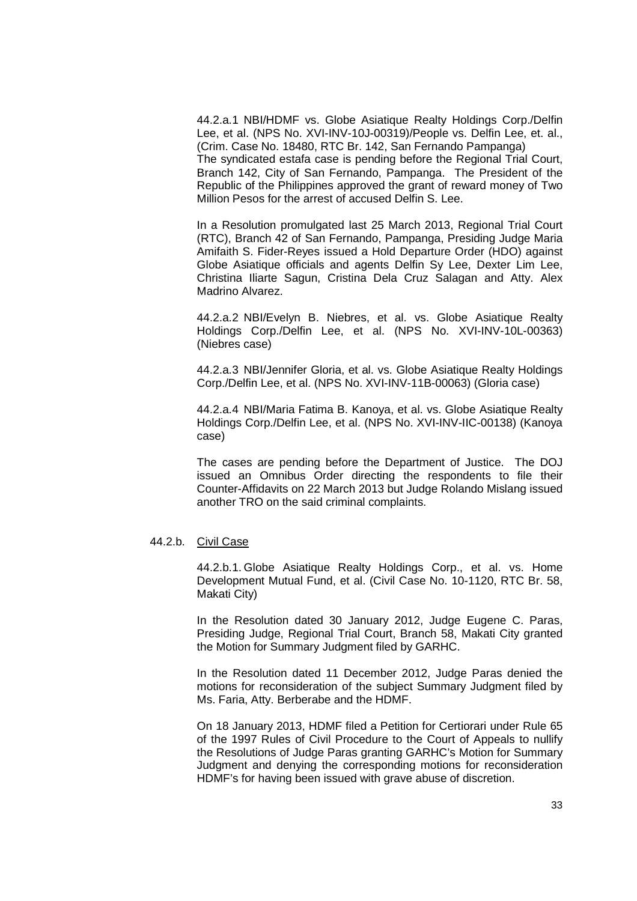44.2.a.1 NBI/HDMF vs. Globe Asiatique Realty Holdings Corp./Delfin Lee, et al. (NPS No. XVI-INV-10J-00319)/People vs. Delfin Lee, et. al., (Crim. Case No. 18480, RTC Br. 142, San Fernando Pampanga)
The syndicated estafa case is pending before the Regional Trial Court, Branch 142, City of San Fernando, Pampanga. The President of the Republic of the Philippines approved the grant of reward money of Two Million Pesos for the arrest of accused Delfin S. Lee.

In a Resolution promulgated last 25 March 2013, Regional Trial Court (RTC), Branch 42 of San Fernando, Pampanga, Presiding Judge Maria Amifaith S. Fider-Reyes issued a Hold Departure Order (HDO) against Globe Asiatique officials and agents Delfin Sy Lee, Dexter Lim Lee, Christina Iliarte Sagun, Cristina Dela Cruz Salagan and Atty. Alex Madrino Alvarez.

44.2.a.2 NBI/Evelyn B. Niebres, et al. vs. Globe Asiatique Realty Holdings Corp./Delfin Lee, et al. (NPS No. XVI-INV-10L-00363) (Niebres case)

44.2.a.3 NBI/Jennifer Gloria, et al. vs. Globe Asiatique Realty Holdings Corp./Delfin Lee, et al. (NPS No. XVI-INV-11B-00063) (Gloria case)

44.2.a.4 NBI/Maria Fatima B. Kanoya, et al. vs. Globe Asiatique Realty Holdings Corp./Delfin Lee, et al. (NPS No. XVI-INV-IIC-00138) (Kanoya case)

The cases are pending before the Department of Justice. The DOJ issued an Omnibus Order directing the respondents to file their Counter-Affidavits on 22 March 2013 but Judge Rolando Mislang issued another TRO on the said criminal complaints.

44.2.b. Civil Case

44.2.b.1. Globe Asiatique Realty Holdings Corp., et al. vs. Home Development Mutual Fund, et al. (Civil Case No. 10-1120, RTC Br. 58, Makati City)

In the Resolution dated 30 January 2012, Judge Eugene C. Paras, Presiding Judge, Regional Trial Court, Branch 58, Makati City granted the Motion for Summary Judgment filed by GARHC.

In the Resolution dated 11 December 2012, Judge Paras denied the motions for reconsideration of the subject Summary Judgment filed by Ms. Faria, Atty. Berberabe and the HDMF.

On 18 January 2013, HDMF filed a Petition for Certiorari under Rule 65 of the 1997 Rules of Civil Procedure to the Court of Appeals to nullify the Resolutions of Judge Paras granting GARHC's Motion for Summary Judgment and denying the corresponding motions for reconsideration HDMF's for having been issued with grave abuse of discretion.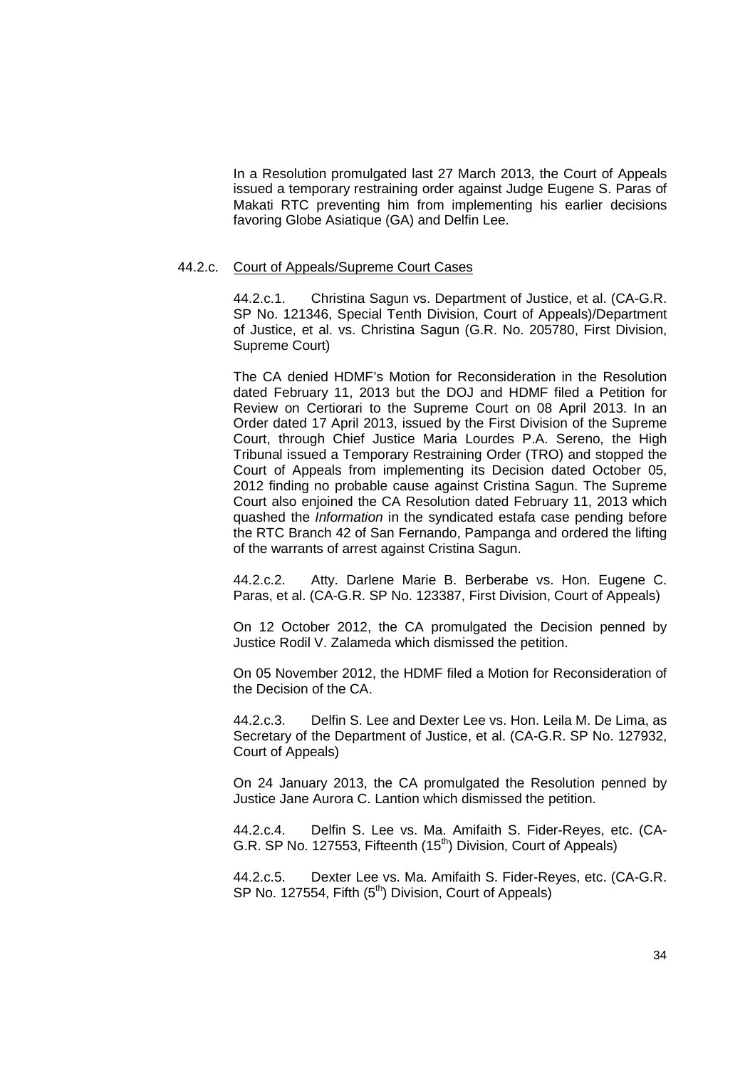In a Resolution promulgated last 27 March 2013, the Court of Appeals issued a temporary restraining order against Judge Eugene S. Paras of Makati RTC preventing him from implementing his earlier decisions favoring Globe Asiatique (GA) and Delfin Lee.

44.2.c. Court of Appeals/Supreme Court Cases

44.2.c.1. Christina Sagun vs. Department of Justice, et al. (CA-G.R. SP No. 121346, Special Tenth Division, Court of Appeals)/Department of Justice, et al. vs. Christina Sagun (G.R. No. 205780, First Division, Supreme Court)

The CA denied HDMF's Motion for Reconsideration in the Resolution dated February 11, 2013 but the DOJ and HDMF filed a Petition for Review on Certiorari to the Supreme Court on 08 April 2013. In an Order dated 17 April 2013, issued by the First Division of the Supreme Court, through Chief Justice Maria Lourdes P.A. Sereno, the High Tribunal issued a Temporary Restraining Order (TRO) and stopped the Court of Appeals from implementing its Decision dated October 05, 2012 finding no probable cause against Cristina Sagun. The Supreme Court also enjoined the CA Resolution dated February 11, 2013 which quashed the *Information* in the syndicated estafa case pending before the RTC Branch 42 of San Fernando, Pampanga and ordered the lifting of the warrants of arrest against Cristina Sagun.

44.2.c.2. Atty. Darlene Marie B. Berberabe vs. Hon. Eugene C. Paras, et al. (CA-G.R. SP No. 123387, First Division, Court of Appeals)

On 12 October 2012, the CA promulgated the Decision penned by Justice Rodil V. Zalameda which dismissed the petition.

On 05 November 2012, the HDMF filed a Motion for Reconsideration of the Decision of the CA.

44.2.c.3. Delfin S. Lee and Dexter Lee vs. Hon. Leila M. De Lima, as Secretary of the Department of Justice, et al. (CA-G.R. SP No. 127932, Court of Appeals)

On 24 January 2013, the CA promulgated the Resolution penned by Justice Jane Aurora C. Lantion which dismissed the petition.

44.2.c.4. Delfin S. Lee vs. Ma. Amifaith S. Fider-Reyes, etc. (CA-G.R. SP No. 127553, Fifteenth (15th) Division, Court of Appeals)

44.2.c.5. Dexter Lee vs. Ma. Amifaith S. Fider-Reyes, etc. (CA-G.R. SP No. 127554, Fifth (5th) Division, Court of Appeals)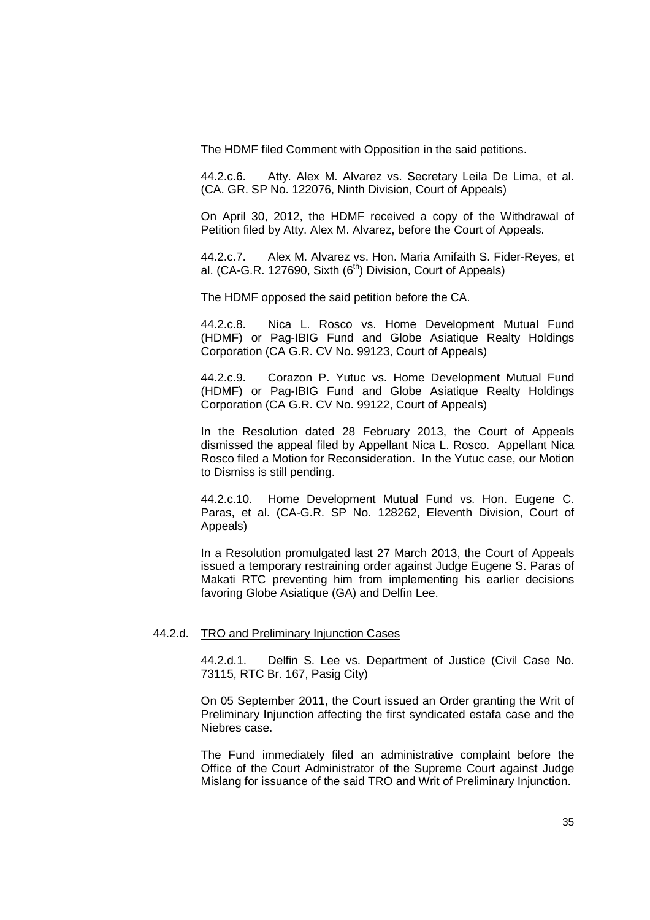The HDMF filed Comment with Opposition in the said petitions.

44.2.c.6. Atty. Alex M. Alvarez vs. Secretary Leila De Lima, et al. (CA. GR. SP No. 122076, Ninth Division, Court of Appeals)

On April 30, 2012, the HDMF received a copy of the Withdrawal of Petition filed by Atty. Alex M. Alvarez, before the Court of Appeals.

44.2.c.7. Alex M. Alvarez vs. Hon. Maria Amifaith S. Fider-Reyes, et al. (CA-G.R. 127690, Sixth (6th) Division, Court of Appeals)

The HDMF opposed the said petition before the CA.

44.2.c.8. Nica L. Rosco vs. Home Development Mutual Fund (HDMF) or Pag-IBIG Fund and Globe Asiatique Realty Holdings Corporation (CA G.R. CV No. 99123, Court of Appeals)

44.2.c.9. Corazon P. Yutuc vs. Home Development Mutual Fund (HDMF) or Pag-IBIG Fund and Globe Asiatique Realty Holdings Corporation (CA G.R. CV No. 99122, Court of Appeals)

In the Resolution dated 28 February 2013, the Court of Appeals dismissed the appeal filed by Appellant Nica L. Rosco. Appellant Nica Rosco filed a Motion for Reconsideration. In the Yutuc case, our Motion to Dismiss is still pending.

44.2.c.10. Home Development Mutual Fund vs. Hon. Eugene C. Paras, et al. (CA-G.R. SP No. 128262, Eleventh Division, Court of Appeals)

In a Resolution promulgated last 27 March 2013, the Court of Appeals issued a temporary restraining order against Judge Eugene S. Paras of Makati RTC preventing him from implementing his earlier decisions favoring Globe Asiatique (GA) and Delfin Lee.

44.2.d. <u>TRO and Preliminary Injunction Cases</u>

44.2.d.1. Delfin S. Lee vs. Department of Justice (Civil Case No. 73115, RTC Br. 167, Pasig City)

On 05 September 2011, the Court issued an Order granting the Writ of Preliminary Injunction affecting the first syndicated estafa case and the Niebres case.

The Fund immediately filed an administrative complaint before the Office of the Court Administrator of the Supreme Court against Judge Mislang for issuance of the said TRO and Writ of Preliminary Injunction.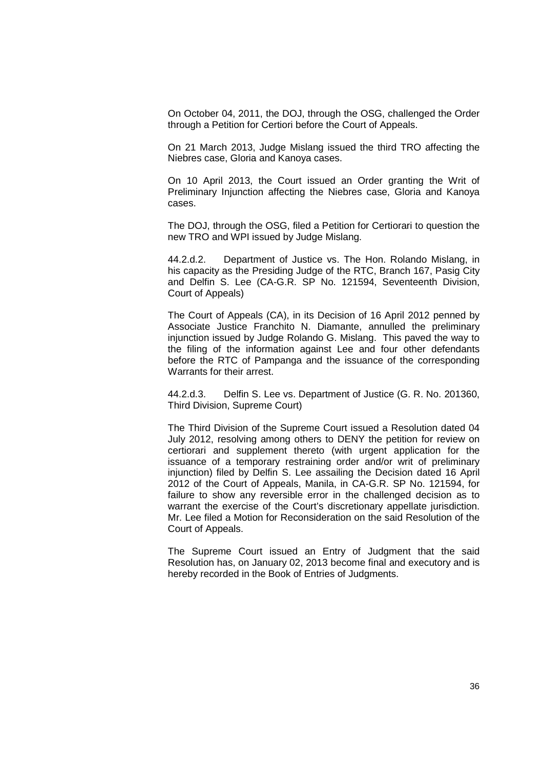On October 04, 2011, the DOJ, through the OSG, challenged the Order through a Petition for Certiori before the Court of Appeals.

On 21 March 2013, Judge Mislang issued the third TRO affecting the Niebres case, Gloria and Kanoya cases.

On 10 April 2013, the Court issued an Order granting the Writ of Preliminary Injunction affecting the Niebres case, Gloria and Kanoya cases.

The DOJ, through the OSG, filed a Petition for Certiorari to question the new TRO and WPI issued by Judge Mislang.

44.2.d.2. Department of Justice vs. The Hon. Rolando Mislang, in his capacity as the Presiding Judge of the RTC, Branch 167, Pasig City and Delfin S. Lee (CA-G.R. SP No. 121594, Seventeenth Division, Court of Appeals)

The Court of Appeals (CA), in its Decision of 16 April 2012 penned by Associate Justice Franchito N. Diamante, annulled the preliminary injunction issued by Judge Rolando G. Mislang. This paved the way to the filing of the information against Lee and four other defendants before the RTC of Pampanga and the issuance of the corresponding Warrants for their arrest.

44.2.d.3. Delfin S. Lee vs. Department of Justice (G. R. No. 201360, Third Division, Supreme Court)

The Third Division of the Supreme Court issued a Resolution dated 04 July 2012, resolving among others to DENY the petition for review on certiorari and supplement thereto (with urgent application for the issuance of a temporary restraining order and/or writ of preliminary injunction) filed by Delfin S. Lee assailing the Decision dated 16 April 2012 of the Court of Appeals, Manila, in CA-G.R. SP No. 121594, for failure to show any reversible error in the challenged decision as to warrant the exercise of the Court's discretionary appellate jurisdiction. Mr. Lee filed a Motion for Reconsideration on the said Resolution of the Court of Appeals.

The Supreme Court issued an Entry of Judgment that the said Resolution has, on January 02, 2013 become final and executory and is hereby recorded in the Book of Entries of Judgments.